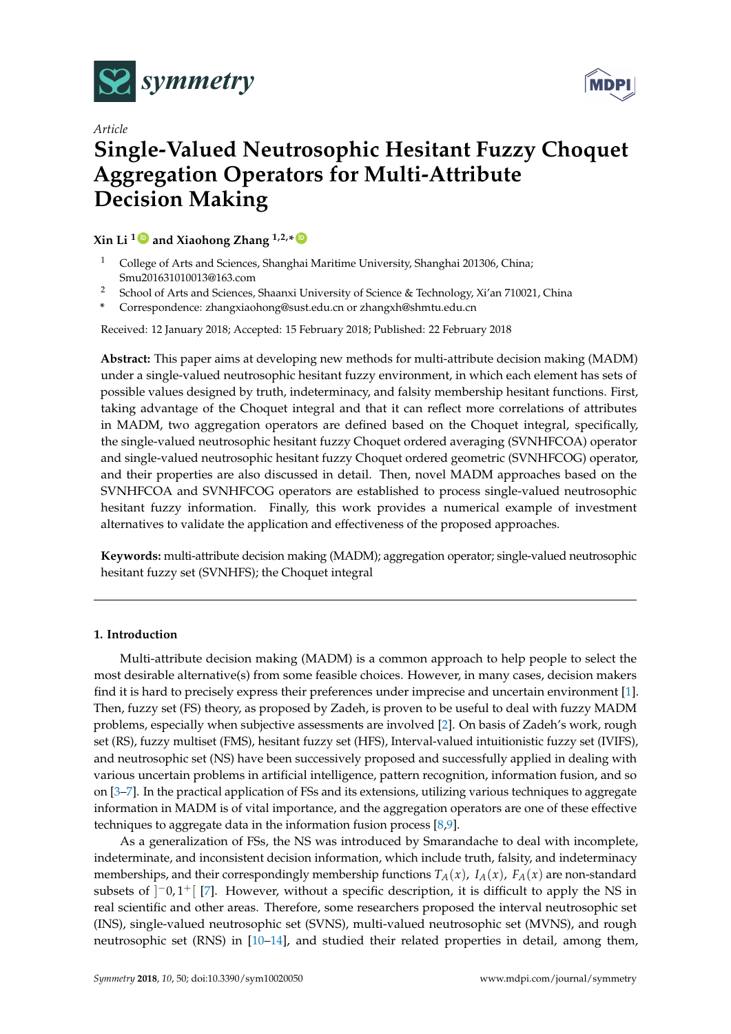*Article*

# Single-Valued Neutrosophic Hesitant Fuzzy Choquet Aggregation Operators for Multi-Attribute Decision Making

**Xin Li [1] and Xiaohong Zhang [1,2,*]**

[1] College of Arts and Sciences, Shanghai Maritime University, Shanghai 201306, China; Smu201631010013@163.com

[2] School of Arts and Sciences, Shaanxi University of Science & Technology, Xi'an 710021, China

\* Correspondence: zhangxiaohong@sust.edu.cn or zhangxh@shmtu.edu.cn

Received: 12 January 2018; Accepted: 15 February 2018; Published: 22 February 2018

**Abstract:** This paper aims at developing new methods for multi-attribute decision making (MADM) under a single-valued neutrosophic hesitant fuzzy environment, in which each element has sets of possible values designed by truth, indeterminacy, and falsity membership hesitant functions. First, taking advantage of the Choquet integral and that it can reflect more correlations of attributes in MADM, two aggregation operators are defined based on the Choquet integral, specifically, the single-valued neutrosophic hesitant fuzzy Choquet ordered averaging (SVNHFCOA) operator and single-valued neutrosophic hesitant fuzzy Choquet ordered geometric (SVNHFCOG) operator, and their properties are also discussed in detail. Then, novel MADM approaches based on the SVNHFCOA and SVNHFCOG operators are established to process single-valued neutrosophic hesitant fuzzy information. Finally, this work provides a numerical example of investment alternatives to validate the application and effectiveness of the proposed approaches.

**Keywords:** multi-attribute decision making (MADM); aggregation operator; single-valued neutrosophic hesitant fuzzy set (SVNHFS); the Choquet integral

## 1. Introduction

Multi-attribute decision making (MADM) is a common approach to help people to select the most desirable alternative(s) from some feasible choices. However, in many cases, decision makers find it is hard to precisely express their preferences under imprecise and uncertain environment [1]. Then, fuzzy set (FS) theory, as proposed by Zadeh, is proven to be useful to deal with fuzzy MADM problems, especially when subjective assessments are involved [2]. On basis of Zadeh's work, rough set (RS), fuzzy multiset (FMS), hesitant fuzzy set (HFS), Interval-valued intuitionistic fuzzy set (IVIFS), and neutrosophic set (NS) have been successively proposed and successfully applied in dealing with various uncertain problems in artificial intelligence, pattern recognition, information fusion, and so on [3–7]. In the practical application of FSs and its extensions, utilizing various techniques to aggregate information in MADM is of vital importance, and the aggregation operators are one of these effective techniques to aggregate data in the information fusion process [8,9].

As a generalization of FSs, the NS was introduced by Smarandache to deal with incomplete, indeterminate, and inconsistent decision information, which include truth, falsity, and indeterminacy memberships, and their correspondingly membership functions $T_A(x)$, $I_A(x)$, $F_A(x)$ are non-standard subsets of $]^-0, 1^+[$ [7]. However, without a specific description, it is difficult to apply the NS in real scientific and other areas. Therefore, some researchers proposed the interval neutrosophic set (INS), single-valued neutrosophic set (SVNS), multi-valued neutrosophic set (MVNS), and rough neutrosophic set (RNS) in [10–14], and studied their related properties in detail, among them,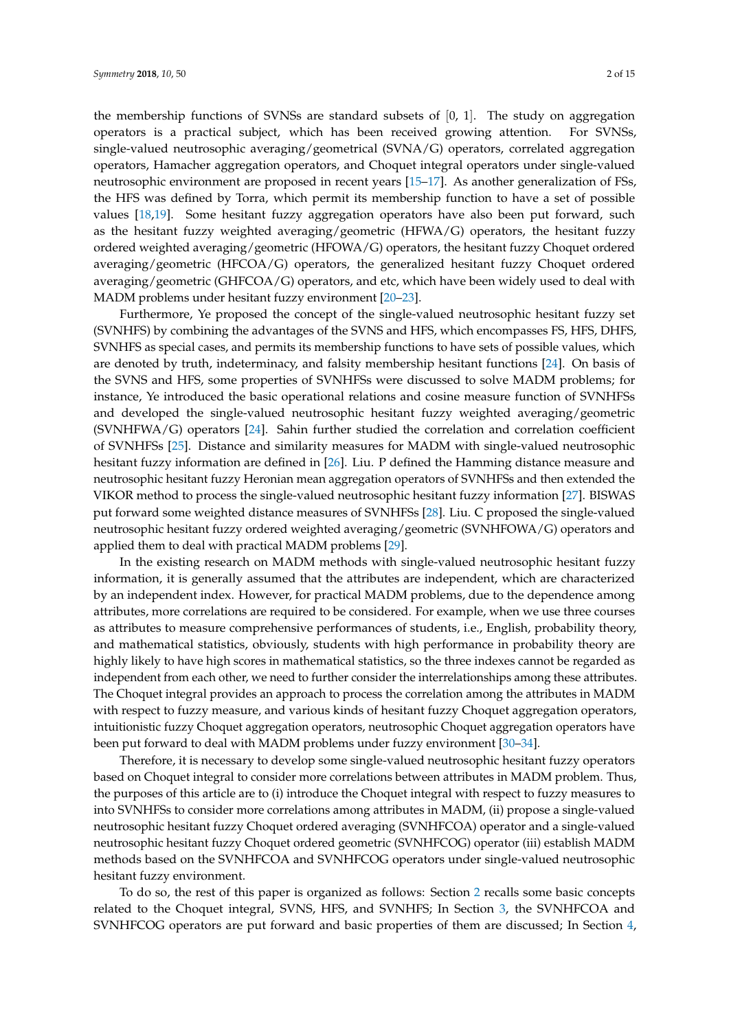the membership functions of SVNSs are standard subsets of [0, 1]. The study on aggregation operators is a practical subject, which has been received growing attention. For SVNSs, single-valued neutrosophic averaging/geometrical (SVNA/G) operators, correlated aggregation operators, Hamacher aggregation operators, and Choquet integral operators under single-valued neutrosophic environment are proposed in recent years [15–17]. As another generalization of FSs, the HFS was defined by Torra, which permit its membership function to have a set of possible values [18,19]. Some hesitant fuzzy aggregation operators have also been put forward, such as the hesitant fuzzy weighted averaging/geometric (HFWA/G) operators, the hesitant fuzzy ordered weighted averaging/geometric (HFOWA/G) operators, the hesitant fuzzy Choquet ordered averaging/geometric (HFCOA/G) operators, the generalized hesitant fuzzy Choquet ordered averaging/geometric (GHFCOA/G) operators, and etc, which have been widely used to deal with MADM problems under hesitant fuzzy environment [20–23].

Furthermore, Ye proposed the concept of the single-valued neutrosophic hesitant fuzzy set (SVNHFS) by combining the advantages of the SVNS and HFS, which encompasses FS, HFS, DHFS, SVNHFS as special cases, and permits its membership functions to have sets of possible values, which are denoted by truth, indeterminacy, and falsity membership hesitant functions [24]. On basis of the SVNS and HFS, some properties of SVNHFSs were discussed to solve MADM problems; for instance, Ye introduced the basic operational relations and cosine measure function of SVNHFSs and developed the single-valued neutrosophic hesitant fuzzy weighted averaging/geometric (SVNHFWA/G) operators [24]. Sahin further studied the correlation and correlation coefficient of SVNHFSs [25]. Distance and similarity measures for MADM with single-valued neutrosophic hesitant fuzzy information are defined in [26]. Liu. P defined the Hamming distance measure and neutrosophic hesitant fuzzy Heronian mean aggregation operators of SVNHFSs and then extended the VIKOR method to process the single-valued neutrosophic hesitant fuzzy information [27]. BISWAS put forward some weighted distance measures of SVNHFSs [28]. Liu. C proposed the single-valued neutrosophic hesitant fuzzy ordered weighted averaging/geometric (SVNHFOWA/G) operators and applied them to deal with practical MADM problems [29].

In the existing research on MADM methods with single-valued neutrosophic hesitant fuzzy information, it is generally assumed that the attributes are independent, which are characterized by an independent index. However, for practical MADM problems, due to the dependence among attributes, more correlations are required to be considered. For example, when we use three courses as attributes to measure comprehensive performances of students, i.e., English, probability theory, and mathematical statistics, obviously, students with high performance in probability theory are highly likely to have high scores in mathematical statistics, so the three indexes cannot be regarded as independent from each other, we need to further consider the interrelationships among these attributes. The Choquet integral provides an approach to process the correlation among the attributes in MADM with respect to fuzzy measure, and various kinds of hesitant fuzzy Choquet aggregation operators, intuitionistic fuzzy Choquet aggregation operators, neutrosophic Choquet aggregation operators have been put forward to deal with MADM problems under fuzzy environment [30–34].

Therefore, it is necessary to develop some single-valued neutrosophic hesitant fuzzy operators based on Choquet integral to consider more correlations between attributes in MADM problem. Thus, the purposes of this article are to (i) introduce the Choquet integral with respect to fuzzy measures to into SVNHFSs to consider more correlations among attributes in MADM, (ii) propose a single-valued neutrosophic hesitant fuzzy Choquet ordered averaging (SVNHFCOA) operator and a single-valued neutrosophic hesitant fuzzy Choquet ordered geometric (SVNHFCOG) operator (iii) establish MADM methods based on the SVNHFCOA and SVNHFCOG operators under single-valued neutrosophic hesitant fuzzy environment.

To do so, the rest of this paper is organized as follows: Section 2 recalls some basic concepts related to the Choquet integral, SVNS, HFS, and SVNHFS; In Section 3, the SVNHFCOA and SVNHFCOG operators are put forward and basic properties of them are discussed; In Section 4,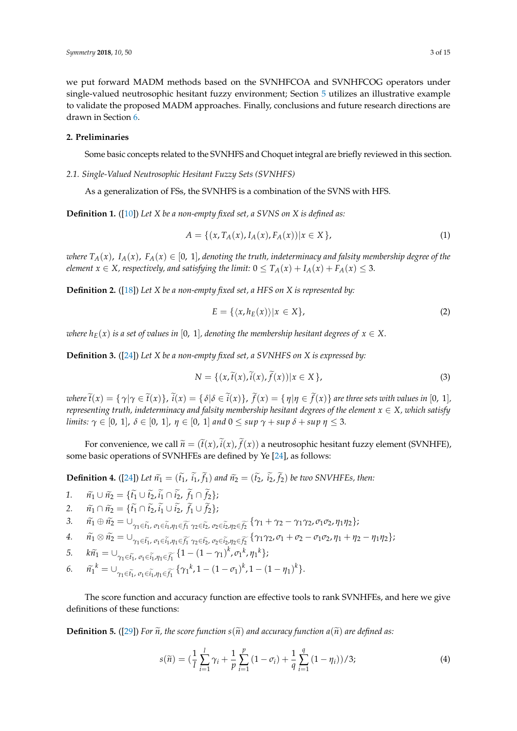we put forward MADM methods based on the SVNHFCOA and SVNHFCOG operators under single-valued neutrosophic hesitant fuzzy environment; Section 5 utilizes an illustrative example to validate the proposed MADM approaches. Finally, conclusions and future research directions are drawn in Section 6.

## 2. Preliminaries

Some basic concepts related to the SVNHFS and Choquet integral are briefly reviewed in this section.

### 2.1. Single-Valued Neutrosophic Hesitant Fuzzy Sets (SVNHFS)

As a generalization of FSs, the SVNHFS is a combination of the SVNS with HFS.

**Definition 1.** ([10]) *Let X be a non-empty fixed set, a SVNS on X is defined as:*

$$A = \{(x, T_A(x), I_A(x), F_A(x)) | x \in X\}, \tag{1}$$

*where $T_A(x)$, $I_A(x)$, $F_A(x) \in [0, 1]$, denoting the truth, indeterminacy and falsity membership degree of the element $x \in X$, respectively, and satisfying the limit: $0 \leq T_A(x) + I_A(x) + F_A(x) \leq 3$.*

**Definition 2.** ([18]) *Let X be a non-empty fixed set, a HFS on X is represented by:*

$$E = \{\langle x, h_E(x)\rangle | x \in X\}, \tag{2}$$

*where $h_E(x)$ is a set of values in $[0, 1]$, denoting the membership hesitant degrees of $x \in X$.*

**Definition 3.** ([24]) *Let X be a non-empty fixed set, a SVNHFS on X is expressed by:*

$$N = \{(x, \widetilde{t}(x), \widetilde{i}(x), \widetilde{f}(x)) | x \in X\}, \tag{3}$$

*where $\widetilde{t}(x) = \{\gamma | \gamma \in \widetilde{t}(x)\}$, $\widetilde{i}(x) = \{\delta | \delta \in \widetilde{i}(x)\}$, $\widetilde{f}(x) = \{\eta | \eta \in \widetilde{f}(x)\}$ are three sets with values in $[0, 1]$, representing truth, indeterminacy and falsity membership hesitant degrees of the element $x \in X$, which satisfy limits: $\gamma \in [0, 1]$, $\delta \in [0, 1]$, $\eta \in [0, 1]$ and $0 \leq sup\ \gamma + sup\ \delta + sup\ \eta \leq 3$.*

For convenience, we call $\widetilde{n} = (\widetilde{t}(x), \widetilde{i}(x), \widetilde{f}(x))$ a neutrosophic hesitant fuzzy element (SVNHFE), some basic operations of SVNHFEs are defined by Ye [24], as follows:

**Definition 4.** ([24]) *Let $\widetilde{n}_1 = (\widetilde{t}_1, \widetilde{i}_1, \widetilde{f}_1)$ and $\widetilde{n}_2 = (\widetilde{t}_2, \widetilde{i}_2, \widetilde{f}_2)$ be two SNVHFEs, then:*

1. $\widetilde{n}_1 \cup \widetilde{n}_2 = \{\widetilde{t}_1 \cup \widetilde{t}_2, \widetilde{i}_1 \cap \widetilde{i}_2, \widetilde{f}_1 \cap \widetilde{f}_2\}$;
2. $\widetilde{n}_1 \cap \widetilde{n}_2 = \{\widetilde{t}_1 \cap \widetilde{t}_2, \widetilde{i}_1 \cup \widetilde{i}_2, \widetilde{f}_1 \cup \widetilde{f}_2\}$;
3. $\widetilde{n}_1 \oplus \widetilde{n}_2 = \cup_{\gamma_1 \in \widetilde{t}_1, \sigma_1 \in \widetilde{i}_1, \eta_1 \in \widetilde{f}_1\ \gamma_2 \in \widetilde{t}_2, \sigma_2 \in \widetilde{i}_2, \eta_2 \in \widetilde{f}_2} \{\gamma_1 + \gamma_2 - \gamma_1\gamma_2, \sigma_1\sigma_2, \eta_1\eta_2\}$;
4. $\widetilde{n}_1 \otimes \widetilde{n}_2 = \cup_{\gamma_1 \in \widetilde{t}_1, \sigma_1 \in \widetilde{i}_1, \eta_1 \in \widetilde{f}_1\ \gamma_2 \in \widetilde{t}_2, \sigma_2 \in \widetilde{i}_2, \eta_2 \in \widetilde{f}_2} \{\gamma_1\gamma_2, \sigma_1 + \sigma_2 - \sigma_1\sigma_2, \eta_1 + \eta_2 - \eta_1\eta_2\}$;
5. $k\widetilde{n}_1 = \cup_{\gamma_1 \in \widetilde{t}_1, \sigma_1 \in \widetilde{i}_1, \eta_1 \in \widetilde{f}_1} \{1 - (1 - \gamma_1)^k, \sigma_1{}^k, \eta_1{}^k\}$;
6. $\widetilde{n}_1{}^k = \cup_{\gamma_1 \in \widetilde{t}_1, \sigma_1 \in \widetilde{i}_1, \eta_1 \in \widetilde{f}_1} \{\gamma_1{}^k, 1 - (1 - \sigma_1)^k, 1 - (1 - \eta_1)^k\}$.

The score function and accuracy function are effective tools to rank SVNHFEs, and here we give definitions of these functions:

**Definition 5.** ([29]) *For $\widetilde{n}$, the score function $s(\widetilde{n})$ and accuracy function $a(\widetilde{n})$ are defined as:*

$$s(\widetilde{n}) = (\frac{1}{l}\sum_{i=1}^{l} \gamma_i + \frac{1}{p}\sum_{i=1}^{p} (1 - \sigma_i) + \frac{1}{q}\sum_{i=1}^{q} (1 - \eta_i))/3; \tag{4}$$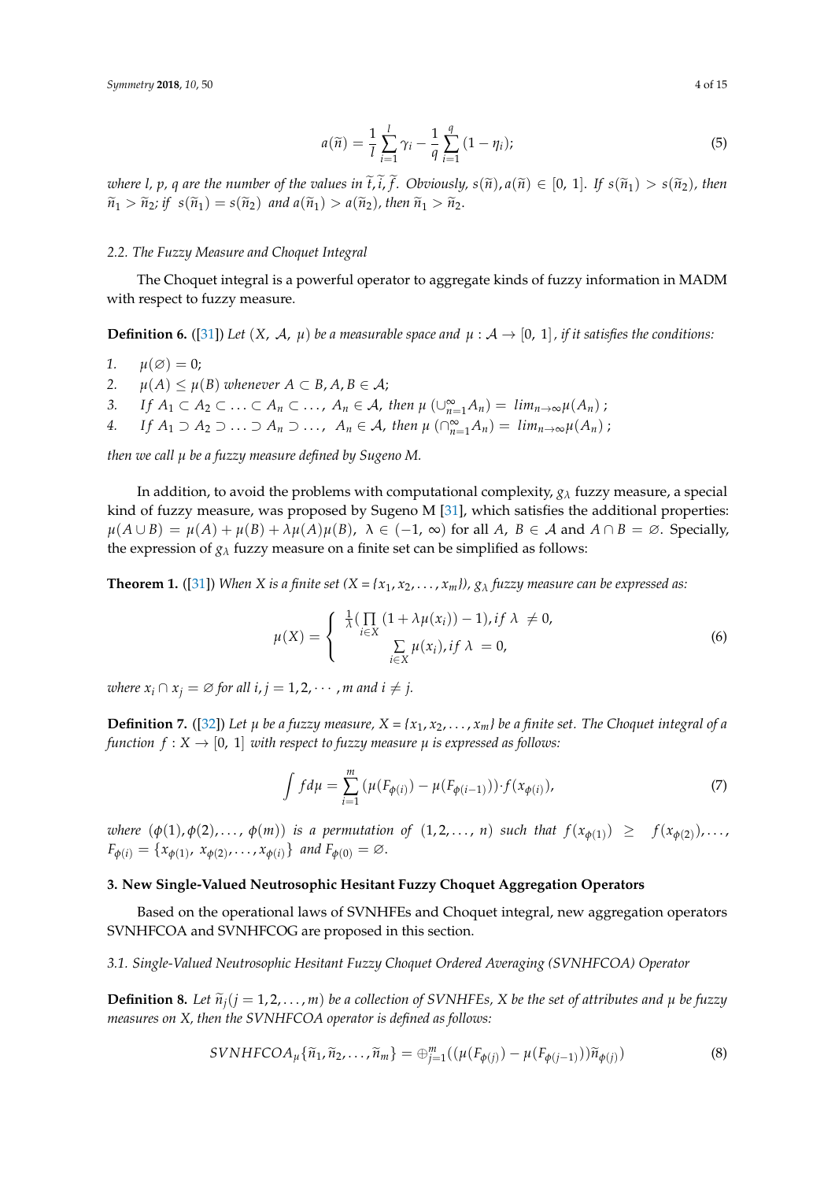$$a(\widetilde{n}) = \frac{1}{l}\sum_{i=1}^{l}\gamma_i - \frac{1}{q}\sum_{i=1}^{q}(1-\eta_i); \tag{5}$$

*where l, p, q are the number of the values in* $\widetilde{t}, \widetilde{i}, \widetilde{f}$. *Obviously,* $s(\widetilde{n}), a(\widetilde{n}) \in [0, 1]$. *If* $s(\widetilde{n}_1) > s(\widetilde{n}_2)$, *then* $\widetilde{n}_1 > \widetilde{n}_2$; *if* $s(\widetilde{n}_1) = s(\widetilde{n}_2)$ *and* $a(\widetilde{n}_1) > a(\widetilde{n}_2)$, *then* $\widetilde{n}_1 > \widetilde{n}_2$.

### 2.2. The Fuzzy Measure and Choquet Integral

The Choquet integral is a powerful operator to aggregate kinds of fuzzy information in MADM with respect to fuzzy measure.

**Definition 6.** ([31]) *Let* $(X, \mathcal{A}, \mu)$ *be a measurable space and* $\mu : \mathcal{A} \to [0, 1]$, *if it satisfies the conditions:*

1. $\mu(\varnothing) = 0$;
2. $\mu(A) \leq \mu(B)$ *whenever* $A \subset B, A, B \in \mathcal{A}$;
3. *If* $A_1 \subset A_2 \subset \ldots \subset A_n \subset \ldots,\ A_n \in \mathcal{A}$, *then* $\mu\left(\cup_{n=1}^{\infty} A_n\right) = lim_{n\to\infty}\mu(A_n)$;
4. *If* $A_1 \supset A_2 \supset \ldots \supset A_n \supset \ldots,\ A_n \in \mathcal{A}$, *then* $\mu\left(\cap_{n=1}^{\infty} A_n\right) = lim_{n\to\infty}\mu(A_n)$;

*then we call μ be a fuzzy measure defined by Sugeno M.*

In addition, to avoid the problems with computational complexity, $g_\lambda$ fuzzy measure, a special kind of fuzzy measure, was proposed by Sugeno M [31], which satisfies the additional properties: $\mu(A \cup B) = \mu(A) + \mu(B) + \lambda\mu(A)\mu(B),\ \lambda \in (-1, \infty)$ for all $A, B \in \mathcal{A}$ and $A \cap B = \varnothing$. Specially, the expression of $g_\lambda$ fuzzy measure on a finite set can be simplified as follows:

**Theorem 1.** ([31]) *When X is a finite set* ($X = \{x_1, x_2, \ldots, x_m\}$), $g_\lambda$ *fuzzy measure can be expressed as:*

$$\mu(X) = \begin{cases} \frac{1}{\lambda}\left(\prod_{i \in X}(1 + \lambda\mu(x_i)) - 1\right), if\ \lambda \neq 0, \\ \sum_{i \in X}\mu(x_i), if\ \lambda = 0, \end{cases} \tag{6}$$

*where* $x_i \cap x_j = \varnothing$ *for all* $i, j = 1, 2, \cdots, m$ *and* $i \neq j$.

**Definition 7.** ([32]) *Let μ be a fuzzy measure,* $X = \{x_1, x_2, \ldots, x_m\}$ *be a finite set. The Choquet integral of a function* $f : X \to [0, 1]$ *with respect to fuzzy measure μ is expressed as follows:*

$$\int f d\mu = \sum_{i=1}^{m}\left(\mu(F_{\phi(i)}) - \mu(F_{\phi(i-1)})\right)\cdot f(x_{\phi(i)}), \tag{7}$$

*where* $(\phi(1), \phi(2), \ldots, \phi(m))$ *is a permutation of* $(1, 2, \ldots, n)$ *such that* $f(x_{\phi(1)}) \geq f(x_{\phi(2)}), \ldots,$ $F_{\phi(i)} = \{x_{\phi(1)}, x_{\phi(2)}, \ldots, x_{\phi(i)}\}$ *and* $F_{\phi(0)} = \varnothing$.

## 3. New Single-Valued Neutrosophic Hesitant Fuzzy Choquet Aggregation Operators

Based on the operational laws of SVNHFEs and Choquet integral, new aggregation operators SVNHFCOA and SVNHFCOG are proposed in this section.

### 3.1. Single-Valued Neutrosophic Hesitant Fuzzy Choquet Ordered Averaging (SVNHFCOA) Operator

**Definition 8.** *Let* $\widetilde{n}_j (j = 1, 2, \ldots, m)$ *be a collection of SVNHFEs, X be the set of attributes and μ be fuzzy measures on X, then the SVNHFCOA operator is defined as follows:*

$$SVNHFCOA_\mu\{\widetilde{n}_1, \widetilde{n}_2, \ldots, \widetilde{n}_m\} = \oplus_{j=1}^{m}\left(\left(\mu(F_{\phi(j)}) - \mu(F_{\phi(j-1)})\right)\widetilde{n}_{\phi(j)}\right) \tag{8}$$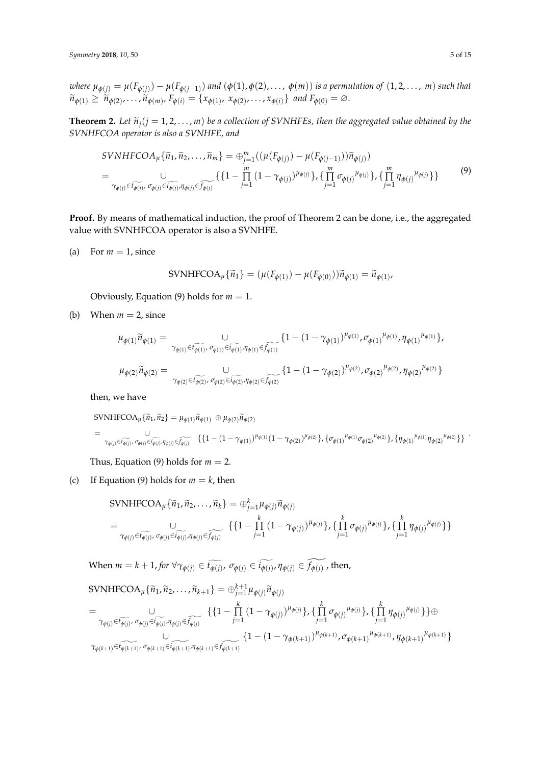*where* $\mu_{\phi(j)} = \mu(F_{\phi(j)}) - \mu(F_{\phi(j-1)})$ *and* $(\phi(1), \phi(2), \ldots, \phi(m))$ *is a permutation of* $(1, 2, \ldots, m)$ *such that* $\widetilde{n}_{\phi(1)} \geq \widetilde{n}_{\phi(2)}, \ldots, \widetilde{n}_{\phi(m)}$, $F_{\phi(i)} = \{x_{\phi(1)}, x_{\phi(2)}, \ldots, x_{\phi(i)}\}$ *and* $F_{\phi(0)} = \varnothing$.

**Theorem 2.** *Let* $\widetilde{n}_j (j = 1, 2, \ldots, m)$ *be a collection of SVNHFEs, then the aggregated value obtained by the SVNHFCOA operator is also a SVNHFE, and*

$$SVNHFCOA_{\mu}\{\widetilde{n}_1, \widetilde{n}_2, \ldots, \widetilde{n}_m\} = \oplus_{j=1}^{m}((\mu(F_{\phi(j)}) - \mu(F_{\phi(j-1)}))\widetilde{n}_{\phi(j)}) = \bigcup_{\gamma_{\phi(j)} \in \widetilde{t_{\phi(j)}},\, \sigma_{\phi(j)} \in \widetilde{i_{\phi(j)}}, \eta_{\phi(j)} \in \widetilde{f_{\phi(j)}}} \{\{1 - \prod_{j=1}^{m}(1 - \gamma_{\phi(j)})^{\mu_{\phi(j)}}\}, \{\prod_{j=1}^{m} {\sigma_{\phi(j)}}^{\mu_{\phi(j)}}\}, \{\prod_{j=1}^{m} {\eta_{\phi(j)}}^{\mu_{\phi(j)}}\}\} \tag{9}$$

**Proof.** By means of mathematical induction, the proof of Theorem 2 can be done, i.e., the aggregated value with SVNHFCOA operator is also a SVNHFE.

(a) For $m = 1$, since

$$\text{SVNHFCOA}_{\mu}\{\widetilde{n}_1\} = (\mu(F_{\phi(1)}) - \mu(F_{\phi(0)}))\widetilde{n}_{\phi(1)} = \widetilde{n}_{\phi(1)},$$

Obviously, Equation (9) holds for $m = 1$.

(b) When $m = 2$, since

$$\mu_{\phi(1)}\widetilde{n}_{\phi(1)} = \bigcup_{\gamma_{\phi(1)} \in \widetilde{t_{\phi(1)}},\, \sigma_{\phi(1)} \in \widetilde{i_{\phi(1)}}, \eta_{\phi(1)} \in \widetilde{f_{\phi(1)}}} \{1 - (1 - \gamma_{\phi(1)})^{\mu_{\phi(1)}}, {\sigma_{\phi(1)}}^{\mu_{\phi(1)}}, {\eta_{\phi(1)}}^{\mu_{\phi(1)}}\},$$

$$\mu_{\phi(2)}\widetilde{n}_{\phi(2)} = \bigcup_{\gamma_{\phi(2)} \in \widetilde{t_{\phi(2)}},\, \sigma_{\phi(2)} \in \widetilde{i_{\phi(2)}}, \eta_{\phi(2)} \in \widetilde{f_{\phi(2)}}} \{1 - (1 - \gamma_{\phi(2)})^{\mu_{\phi(2)}}, {\sigma_{\phi(2)}}^{\mu_{\phi(2)}}, {\eta_{\phi(2)}}^{\mu_{\phi(2)}}\}$$

then, we have

$$\text{SVNHFCOA}_{\mu}\{\widetilde{n}_1, \widetilde{n}_2\} = \mu_{\phi(1)}\widetilde{n}_{\phi(1)} \oplus \mu_{\phi(2)}\widetilde{n}_{\phi(2)} = \bigcup_{\gamma_{\phi(j)} \in \widetilde{t_{\phi(j)}},\, \sigma_{\phi(j)} \in \widetilde{i_{\phi(j)}}, \eta_{\phi(j)} \in \widetilde{f_{\phi(j)}}} \{\{1 - (1 - \gamma_{\phi(1)})^{\mu_{\phi(1)}}(1 - \gamma_{\phi(2)})^{\mu_{\phi(2)}}\}, \{{\sigma_{\phi(1)}}^{\mu_{\phi(1)}}{\sigma_{\phi(2)}}^{\mu_{\phi(2)}}\}, \{{\eta_{\phi(1)}}^{\mu_{\phi(1)}}{\eta_{\phi(2)}}^{\mu_{\phi(2)}}\}\}.$$

Thus, Equation (9) holds for $m = 2$.

(c) If Equation (9) holds for $m = k$, then

$$\text{SVNHFCOA}_{\mu}\{\widetilde{n}_1, \widetilde{n}_2, \ldots, \widetilde{n}_k\} = \oplus_{j=1}^{k}\mu_{\phi(j)}\widetilde{n}_{\phi(j)} = \bigcup_{\gamma_{\phi(j)} \in \widetilde{t_{\phi(j)}},\, \sigma_{\phi(j)} \in \widetilde{i_{\phi(j)}}, \eta_{\phi(j)} \in \widetilde{f_{\phi(j)}}} \{\{1 - \prod_{j=1}^{k}(1 - \gamma_{\phi(j)})^{\mu_{\phi(j)}}\}, \{\prod_{j=1}^{k} {\sigma_{\phi(j)}}^{\mu_{\phi(j)}}\}, \{\prod_{j=1}^{k} {\eta_{\phi(j)}}^{\mu_{\phi(j)}}\}\}$$

When $m = k + 1$, *for* $\forall \gamma_{\phi(j)} \in \widetilde{t_{\phi(j)}},\ \sigma_{\phi(j)} \in \widetilde{i_{\phi(j)}}, \eta_{\phi(j)} \in \widetilde{f_{\phi(j)}}$, then,

$$\text{SVNHFCOA}_{\mu}\{\widetilde{n}_1, \widetilde{n}_2, \ldots, \widetilde{n}_{k+1}\} = \oplus_{j=1}^{k+1}\mu_{\phi(j)}\widetilde{n}_{\phi(j)} = \bigcup_{\gamma_{\phi(j)} \in \widetilde{t_{\phi(j)}},\, \sigma_{\phi(j)} \in \widetilde{i_{\phi(j)}}, \eta_{\phi(j)} \in \widetilde{f_{\phi(j)}}} \{\{1 - \prod_{j=1}^{k}(1 - \gamma_{\phi(j)})^{\mu_{\phi(j)}}\}, \{\prod_{j=1}^{k} {\sigma_{\phi(j)}}^{\mu_{\phi(j)}}\}, \{\prod_{j=1}^{k} {\eta_{\phi(j)}}^{\mu_{\phi(j)}}\}\} \oplus \bigcup_{\gamma_{\phi(k+1)} \in \widetilde{t_{\phi(k+1)}},\, \sigma_{\phi(k+1)} \in \widetilde{i_{\phi(k+1)}}, \eta_{\phi(k+1)} \in \widetilde{f_{\phi(k+1)}}} \{1 - (1 - \gamma_{\phi(k+1)})^{\mu_{\phi(k+1)}}, {\sigma_{\phi(k+1)}}^{\mu_{\phi(k+1)}}, {\eta_{\phi(k+1)}}^{\mu_{\phi(k+1)}}\}$$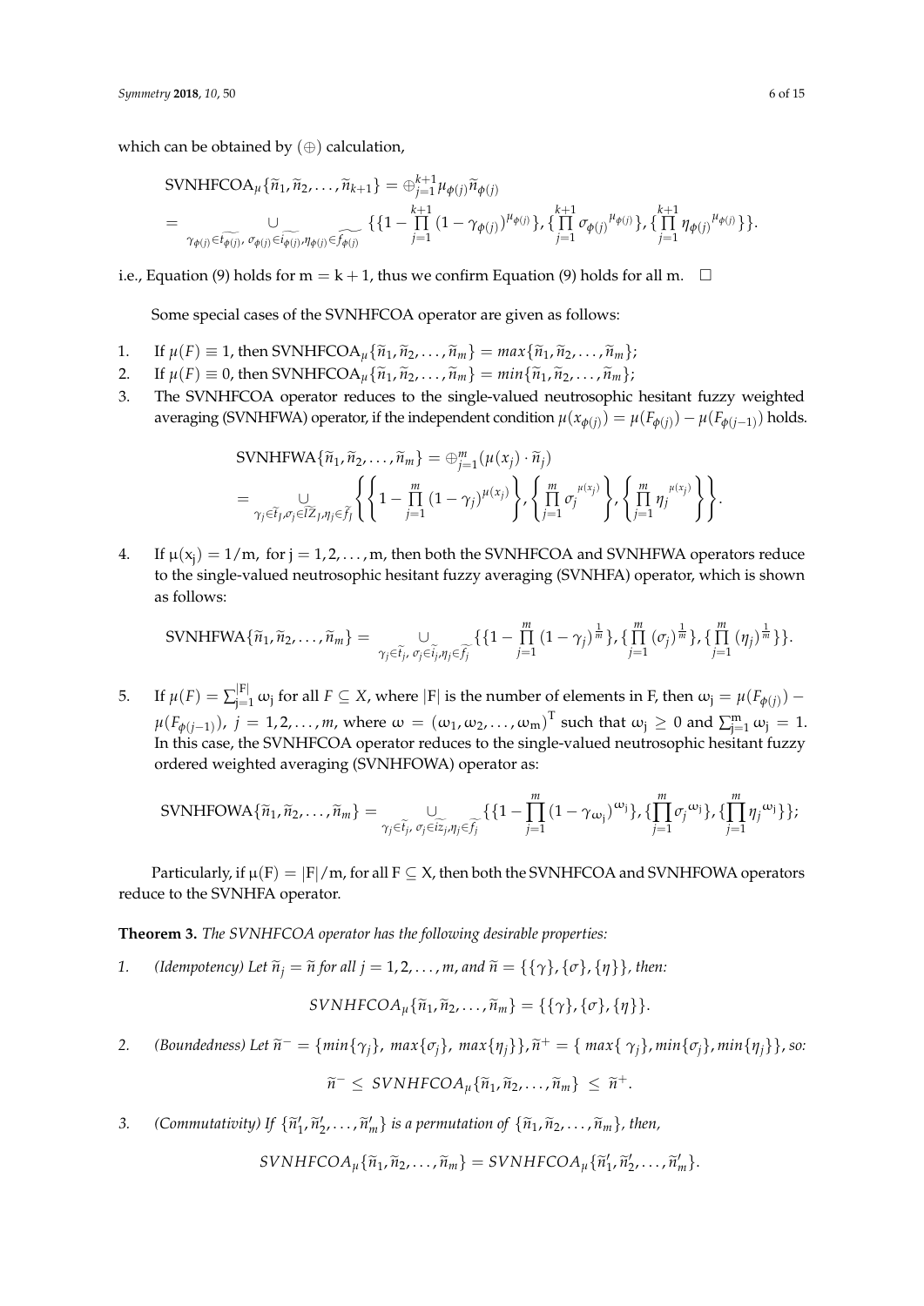which can be obtained by $(\oplus)$ calculation,

$$
\begin{aligned}
&\text{SVNHFCOA}_{\mu}\{\widetilde{n}_1, \widetilde{n}_2, \ldots, \widetilde{n}_{k+1}\} = \oplus_{j=1}^{k+1} \mu_{\phi(j)} \widetilde{n}_{\phi(j)} \\
&= \bigcup_{\gamma_{\phi(j)} \in \widetilde{t_{\phi(j)}},\, \sigma_{\phi(j)} \in \widetilde{i_{\phi(j)}}, \eta_{\phi(j)} \in \widetilde{f_{\phi(j)}}} \{\{1 - \prod_{j=1}^{k+1} (1-\gamma_{\phi(j)})^{\mu_{\phi(j)}}\}, \{\prod_{j=1}^{k+1} \sigma_{\phi(j)}{}^{\mu_{\phi(j)}}\}, \{\prod_{j=1}^{k+1} \eta_{\phi(j)}{}^{\mu_{\phi(j)}}\}\}.
\end{aligned}
$$

i.e., Equation (9) holds for $m = k+1$, thus we confirm Equation (9) holds for all m. □

Some special cases of the SVNHFCOA operator are given as follows:

1. If $\mu(F) \equiv 1$, then $\text{SVNHFCOA}_{\mu}\{\widetilde{n}_1, \widetilde{n}_2, \ldots, \widetilde{n}_m\} = max\{\widetilde{n}_1, \widetilde{n}_2, \ldots, \widetilde{n}_m\}$;
2. If $\mu(F) \equiv 0$, then $\text{SVNHFCOA}_{\mu}\{\widetilde{n}_1, \widetilde{n}_2, \ldots, \widetilde{n}_m\} = min\{\widetilde{n}_1, \widetilde{n}_2, \ldots, \widetilde{n}_m\}$;
3. The SVNHFCOA operator reduces to the single-valued neutrosophic hesitant fuzzy weighted averaging (SVNHFWA) operator, if the independent condition $\mu(x_{\phi(j)}) = \mu(F_{\phi(j)}) - \mu(F_{\phi(j-1)})$ holds.

$$
\begin{aligned}
&\text{SVNHFWA}\{\widetilde{n}_1, \widetilde{n}_2, \ldots, \widetilde{n}_m\} = \oplus_{j=1}^{m} (\mu(x_j) \cdot \widetilde{n}_j) \\
&= \bigcup_{\gamma_j \in \widetilde{t}_J, \sigma_j \in \widetilde{iZ}_J, \eta_j \in \widetilde{f}_J} \left\{ \left\{ 1 - \prod_{j=1}^{m} (1-\gamma_j)^{\mu(x_j)} \right\}, \left\{ \prod_{j=1}^{m} \sigma_j^{\mu(x_j)} \right\}, \left\{ \prod_{j=1}^{m} \eta_j^{\mu(x_j)} \right\} \right\}.
\end{aligned}
$$

4. If $\mu(x_j) = 1/m$, for $j = 1, 2, \ldots, m$, then both the SVNHFCOA and SVNHFWA operators reduce to the single-valued neutrosophic hesitant fuzzy averaging (SVNHFA) operator, which is shown as follows:

$$
\text{SVNHFWA}\{\widetilde{n}_1, \widetilde{n}_2, \ldots, \widetilde{n}_m\} = \bigcup_{\gamma_j \in \widetilde{t_j},\, \sigma_j \in \widetilde{i_j}, \eta_j \in \widetilde{f_j}} \{\{1 - \prod_{j=1}^{m} (1-\gamma_j)^{\frac{1}{m}}\}, \{\prod_{j=1}^{m} (\sigma_j)^{\frac{1}{m}}\}, \{\prod_{j=1}^{m} (\eta_j)^{\frac{1}{m}}\}\}.
$$

5. If $\mu(F) = \sum_{j=1}^{|F|} \omega_j$ for all $F \subseteq X$, where $|F|$ is the number of elements in F, then $\omega_j = \mu(F_{\phi(j)}) - \mu(F_{\phi(j-1)})$, $j = 1, 2, \ldots, m$, where $\omega = (\omega_1, \omega_2, \ldots, \omega_m)^T$ such that $\omega_j \geq 0$ and $\sum_{j=1}^{m} \omega_j = 1$. In this case, the SVNHFCOA operator reduces to the single-valued neutrosophic hesitant fuzzy ordered weighted averaging (SVNHFOWA) operator as:

$$
\text{SVNHFOWA}\{\widetilde{n}_1, \widetilde{n}_2, \ldots, \widetilde{n}_m\} = \bigcup_{\gamma_j \in \widetilde{t_j},\, \sigma_j \in \widetilde{iz_j}, \eta_j \in \widetilde{f_j}} \{\{1 - \prod_{j=1}^{m} (1-\gamma_{\omega_j})^{\omega_j}\}, \{\prod_{j=1}^{m} \sigma_j{}^{\omega_j}\}, \{\prod_{j=1}^{m} \eta_j{}^{\omega_j}\}\};
$$

Particularly, if $\mu(F) = |F|/m$, for all $F \subseteq X$, then both the SVNHFCOA and SVNHFOWA operators reduce to the SVNHFA operator.

**Theorem 3.** *The SVNHFCOA operator has the following desirable properties:*

1. *(Idempotency) Let $\widetilde{n}_j = \widetilde{n}$ for all $j = 1, 2, \ldots, m$, and $\widetilde{n} = \{\{\gamma\}, \{\sigma\}, \{\eta\}\}$, then:*

$$
SVNHFCOA_{\mu}\{\widetilde{n}_1, \widetilde{n}_2, \ldots, \widetilde{n}_m\} = \{\{\gamma\}, \{\sigma\}, \{\eta\}\}.
$$

2. *(Boundedness) Let $\widetilde{n}^- = \{min\{\gamma_j\},\ max\{\sigma_j\},\ max\{\eta_j\}\}, \widetilde{n}^+ = \{\ max\{\ \gamma_j\}, min\{\sigma_j\}, min\{\eta_j\}\}$, so:*

$$
\widetilde{n}^- \leq SVNHFCOA_{\mu}\{\widetilde{n}_1, \widetilde{n}_2, \ldots, \widetilde{n}_m\} \leq \widetilde{n}^+.
$$

3. *(Commutativity) If $\{\widetilde{n}'_1, \widetilde{n}'_2, \ldots, \widetilde{n}'_m\}$ is a permutation of $\{\widetilde{n}_1, \widetilde{n}_2, \ldots, \widetilde{n}_m\}$, then,*

$$
SVNHFCOA_{\mu}\{\widetilde{n}_1, \widetilde{n}_2, \ldots, \widetilde{n}_m\} = SVNHFCOA_{\mu}\{\widetilde{n}'_1, \widetilde{n}'_2, \ldots, \widetilde{n}'_m\}.
$$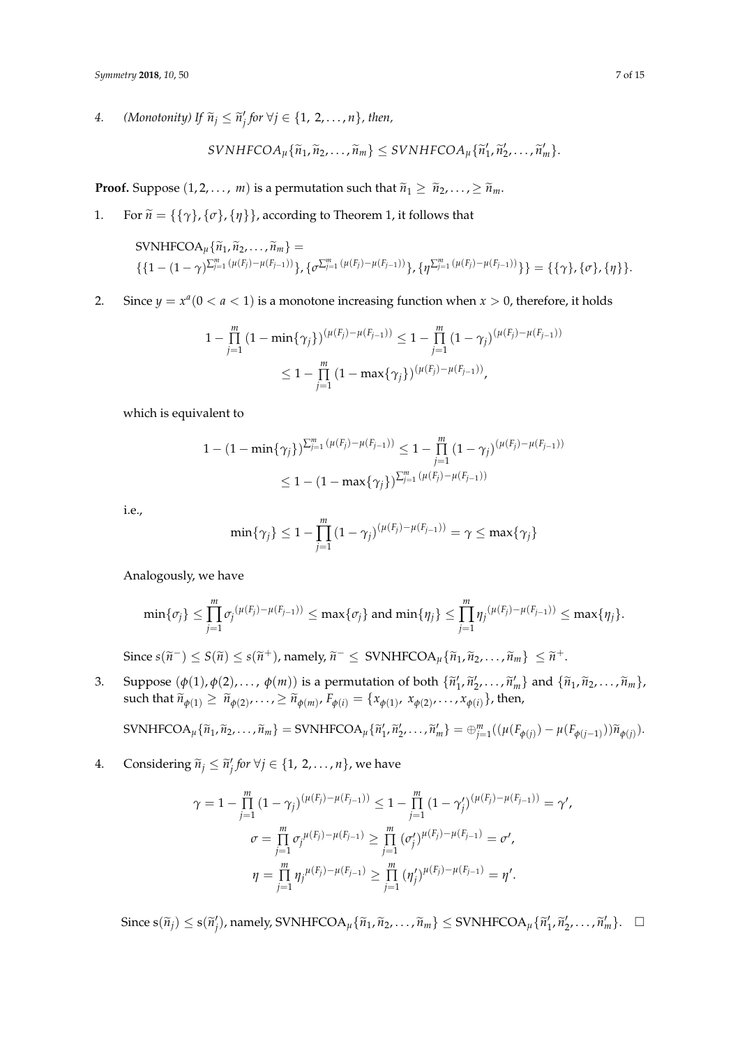4. *(Monotonity) If $\widetilde{n}_j \leq \widetilde{n}'_j$ for $\forall j \in \{1, 2, \ldots, n\}$, then,*

$$SVNHFCOA_\mu\{\widetilde{n}_1, \widetilde{n}_2, \ldots, \widetilde{n}_m\} \leq SVNHFCOA_\mu\{\widetilde{n}'_1, \widetilde{n}'_2, \ldots, \widetilde{n}'_m\}.$$

**Proof.** Suppose $(1, 2, \ldots, m)$ is a permutation such that $\widetilde{n}_1 \geq \widetilde{n}_2, \ldots, \geq \widetilde{n}_m$.

1. For $\widetilde{n} = \{\{\gamma\}, \{\sigma\}, \{\eta\}\}$, according to Theorem 1, it follows that

$$\begin{aligned}&\text{SVNHFCOA}_\mu\{\widetilde{n}_1, \widetilde{n}_2, \ldots, \widetilde{n}_m\} = \\ &\{\{1 - (1-\gamma)^{\sum_{j=1}^m (\mu(F_j) - \mu(F_{j-1}))}\}, \{\sigma^{\sum_{j=1}^m (\mu(F_j) - \mu(F_{j-1}))}\}, \{\eta^{\sum_{j=1}^m (\mu(F_j) - \mu(F_{j-1}))}\}\} = \{\{\gamma\}, \{\sigma\}, \{\eta\}\}.\end{aligned}$$

2. Since $y = x^a (0 < a < 1)$ is a monotone increasing function when $x > 0$, therefore, it holds

$$\begin{aligned}1 - \prod_{j=1}^m (1 - \min\{\gamma_j\})^{(\mu(F_j) - \mu(F_{j-1}))} &\leq 1 - \prod_{j=1}^m (1 - \gamma_j)^{(\mu(F_j) - \mu(F_{j-1}))} \\ &\leq 1 - \prod_{j=1}^m (1 - \max\{\gamma_j\})^{(\mu(F_j) - \mu(F_{j-1}))},\end{aligned}$$

which is equivalent to

$$\begin{aligned}1 - (1 - \min\{\gamma_j\})^{\sum_{j=1}^m (\mu(F_j) - \mu(F_{j-1}))} &\leq 1 - \prod_{j=1}^m (1 - \gamma_j)^{(\mu(F_j) - \mu(F_{j-1}))} \\ &\leq 1 - (1 - \max\{\gamma_j\})^{\sum_{j=1}^m (\mu(F_j) - \mu(F_{j-1}))}\end{aligned}$$

i.e.,

$$\min\{\gamma_j\} \leq 1 - \prod_{j=1}^m (1 - \gamma_j)^{(\mu(F_j) - \mu(F_{j-1}))} = \gamma \leq \max\{\gamma_j\}$$

Analogously, we have

$$\min\{\sigma_j\} \leq \prod_{j=1}^m {\sigma_j}^{(\mu(F_j) - \mu(F_{j-1}))} \leq \max\{\sigma_j\} \text{ and } \min\{\eta_j\} \leq \prod_{j=1}^m {\eta_j}^{(\mu(F_j) - \mu(F_{j-1}))} \leq \max\{\eta_j\}.$$

Since $s(\widetilde{n}^-) \leq S(\widetilde{n}) \leq s(\widetilde{n}^+)$, namely, $\widetilde{n}^- \leq$ SVNHFCOA$_\mu\{\widetilde{n}_1, \widetilde{n}_2, \ldots, \widetilde{n}_m\} \leq \widetilde{n}^+$.

3. Suppose $(\phi(1), \phi(2), \ldots, \phi(m))$ is a permutation of both $\{\widetilde{n}'_1, \widetilde{n}'_2, \ldots, \widetilde{n}'_m\}$ and $\{\widetilde{n}_1, \widetilde{n}_2, \ldots, \widetilde{n}_m\}$, such that $\widetilde{n}_{\phi(1)} \geq \widetilde{n}_{\phi(2)}, \ldots, \geq \widetilde{n}_{\phi(m)}$, $F_{\phi(i)} = \{x_{\phi(1)}, x_{\phi(2)}, \ldots, x_{\phi(i)}\}$, then,

$$\text{SVNHFCOA}_\mu\{\widetilde{n}_1, \widetilde{n}_2, \ldots, \widetilde{n}_m\} = \text{SVNHFCOA}_\mu\{\widetilde{n}'_1, \widetilde{n}'_2, \ldots, \widetilde{n}'_m\} = \oplus_{j=1}^m ((\mu(F_{\phi(j)}) - \mu(F_{\phi(j-1)}))\widetilde{n}_{\phi(j)}).$$

4. Considering $\widetilde{n}_j \leq \widetilde{n}'_j$ *for* $\forall j \in \{1, 2, \ldots, n\}$, we have

$$\begin{aligned}\gamma = 1 - \prod_{j=1}^m (1 - \gamma_j)^{(\mu(F_j) - \mu(F_{j-1}))} &\leq 1 - \prod_{j=1}^m (1 - \gamma'_j)^{(\mu(F_j) - \mu(F_{j-1}))} = \gamma', \\ \sigma = \prod_{j=1}^m {\sigma_j}^{\mu(F_j) - \mu(F_{j-1})} &\geq \prod_{j=1}^m (\sigma'_j)^{\mu(F_j) - \mu(F_{j-1})} = \sigma', \\ \eta = \prod_{j=1}^m {\eta_j}^{\mu(F_j) - \mu(F_{j-1})} &\geq \prod_{j=1}^m (\eta'_j)^{\mu(F_j) - \mu(F_{j-1})} = \eta'.\end{aligned}$$

Since $\text{s}(\widetilde{n}_j) \leq \text{s}(\widetilde{n}'_j)$, namely, SVNHFCOA$_\mu\{\widetilde{n}_1, \widetilde{n}_2, \ldots, \widetilde{n}_m\} \leq$ SVNHFCOA$_\mu\{\widetilde{n}'_1, \widetilde{n}'_2, \ldots, \widetilde{n}'_m\}$. □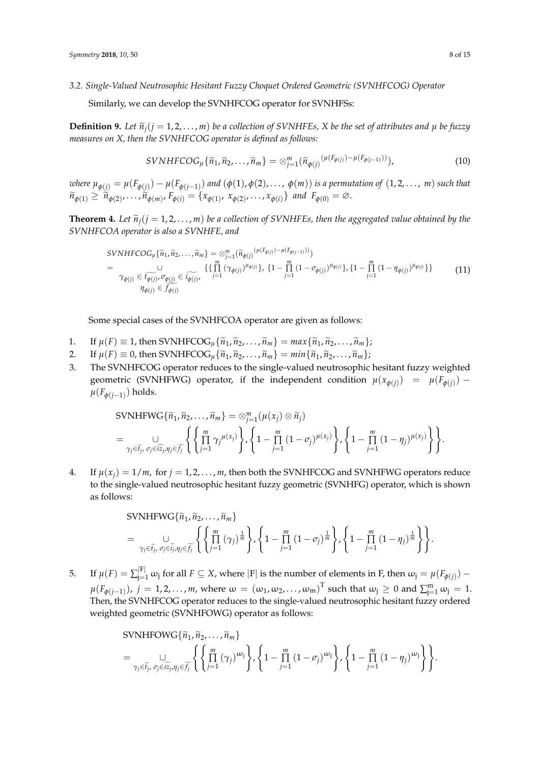### 3.2. Single-Valued Neutrosophic Hesitant Fuzzy Choquet Ordered Geometric (SVNHFCOG) Operator

Similarly, we can develop the SVNHFCOG operator for SVNHFSs:

**Definition 9.** *Let $\widetilde{n}_j (j = 1, 2, \ldots, m)$ be a collection of SVNHFEs, X be the set of attributes and μ be fuzzy measures on X, then the SVNHFCOG operator is defined as follows:*

$$SVNHFCOG_{\mu}\{\widetilde{n}_1, \widetilde{n}_2, \ldots, \widetilde{n}_m\} = \otimes_{j=1}^{m}(\widetilde{n}_{\phi(j)}{}^{(\mu(F_{\phi(j)})-\mu(F_{\phi(j-1)}))}), \tag{10}$$

*where $\mu_{\phi(j)} = \mu(F_{\phi(j)}) - \mu(F_{\phi(j-1)})$ and $(\phi(1), \phi(2), \ldots, \phi(m))$ is a permutation of $(1, 2, \ldots, m)$ such that $\widetilde{n}_{\phi(1)} \geq \widetilde{n}_{\phi(2)}, \ldots, \widetilde{n}_{\phi(m)}$, $F_{\phi(i)} = \{x_{\phi(1)}, x_{\phi(2)}, \ldots, x_{\phi(i)}\}$ and $F_{\phi(0)} = \varnothing$.*

**Theorem 4.** *Let $\widetilde{n}_j (j = 1, 2, \ldots, m)$ be a collection of SVNHFEs, then the aggregated value obtained by the SVNHFCOA operator is also a SVNHFE, and*

$$\begin{aligned}
&SVNHFCOG_{\mu}\{\widetilde{n}_1, \widetilde{n}_2, \ldots, \widetilde{n}_m\} = \otimes_{j=1}^{m}(\widetilde{n}_{\phi(j)}{}^{(\mu(F_{\phi(j)})-\mu(F_{\phi(j-1)}))}) \\
&= \bigcup_{\substack{\gamma_{\phi(j)} \in \widetilde{t_{\phi(j)}}, \sigma_{\phi(j)} \in \widetilde{i_{\phi(j)}}, \\ \eta_{\phi(j)} \in \widetilde{f_{\phi(j)}}}} \{\{\prod_{j=1}^{m}(\gamma_{\phi(j)})^{\mu_{\phi(j)}}\}, \{1 - \prod_{j=1}^{m}(1 - \sigma_{\phi(j)})^{\mu_{\phi(j)}}\}, \{1 - \prod_{j=1}^{m}(1 - \eta_{\phi(j)})^{\mu_{\phi(j)}}\}\}
\end{aligned} \tag{11}$$

Some special cases of the SVNHFCOA operator are given as follows:

1. If $\mu(F) \equiv 1$, then $\text{SVNHFCOG}_{\mu}\{\widetilde{n}_1, \widetilde{n}_2, \ldots, \widetilde{n}_m\} = max\{\widetilde{n}_1, \widetilde{n}_2, \ldots, \widetilde{n}_m\}$;
2. If $\mu(F) \equiv 0$, then $\text{SVNHFCOG}_{\mu}\{\widetilde{n}_1, \widetilde{n}_2, \ldots, \widetilde{n}_m\} = min\{\widetilde{n}_1, \widetilde{n}_2, \ldots, \widetilde{n}_m\}$;
3. The SVNHFCOG operator reduces to the single-valued neutrosophic hesitant fuzzy weighted geometric (SVNHFWG) operator, if the independent condition $\mu(x_{\phi(j)}) = \mu(F_{\phi(j)}) - \mu(F_{\phi(j-1)})$ holds.

$$\begin{aligned}
&\text{SVNHFWG}\{\widetilde{n}_1, \widetilde{n}_2, \ldots, \widetilde{n}_m\} = \otimes_{j=1}^{m}(\mu(x_j) \otimes \widetilde{n}_j) \\
&= \bigcup_{\gamma_j \in \widetilde{t_j},\, \sigma_j \in \widetilde{iz_j}, \eta_j \in \widetilde{f_j}} \left\{ \left\{ \prod_{j=1}^{m} \gamma_j{}^{\mu(x_j)} \right\}, \left\{ 1 - \prod_{j=1}^{m} (1 - \sigma_j)^{\mu(x_j)} \right\}, \left\{ 1 - \prod_{j=1}^{m} (1 - \eta_j)^{\mu(x_j)} \right\} \right\}.
\end{aligned}$$

4. If $\mu(x_j) = 1/m$, for $j = 1, 2, \ldots, m$, then both the SVNHFCOG and SVNHFWG operators reduce to the single-valued neutrosophic hesitant fuzzy geometric (SVNHFG) operator, which is shown as follows:

$$\begin{aligned}
&\text{SVNHFWG}\{\widetilde{n}_1, \widetilde{n}_2, \ldots, \widetilde{n}_m\} \\
&= \bigcup_{\gamma_j \in \widetilde{t_j},\, \sigma_j \in \widetilde{i_j}, \eta_j \in \widetilde{f_j}} \left\{ \left\{ \prod_{j=1}^{m} (\gamma_j)^{\frac{1}{m}} \right\}, \left\{ 1 - \prod_{j=1}^{m} (1 - \sigma_j)^{\frac{1}{m}} \right\}, \left\{ 1 - \prod_{j=1}^{m} (1 - \eta_j)^{\frac{1}{m}} \right\} \right\}.
\end{aligned}$$

5. If $\mu(F) = \sum_{j=1}^{|F|} \omega_j$ for all $F \subseteq X$, where $|F|$ is the number of elements in F, then $\omega_j = \mu(F_{\phi(j)}) - \mu(F_{\phi(j-1)})$, $j = 1, 2, \ldots, m$, where $\omega = (\omega_1, \omega_2, \ldots, \omega_m)^T$ such that $\omega_j \geq 0$ and $\sum_{j=1}^{m} \omega_j = 1$. Then, the SVNHFCOG operator reduces to the single-valued neutrosophic hesitant fuzzy ordered weighted geometric (SVNHFOWG) operator as follows:

$$\begin{aligned}
&\text{SVNHFOWG}\{\widetilde{n}_1, \widetilde{n}_2, \ldots, \widetilde{n}_m\} \\
&= \bigcup_{\gamma_j \in \widetilde{t_j},\, \sigma_j \in \widetilde{iz_j}, \eta_j \in \widetilde{f_j}} \left\{ \left\{ \prod_{j=1}^{m} (\gamma_j)^{\omega_j} \right\}, \left\{ 1 - \prod_{j=1}^{m} (1 - \sigma_j)^{\omega_j} \right\}, \left\{ 1 - \prod_{j=1}^{m} (1 - \eta_j)^{\omega_j} \right\} \right\}.
\end{aligned}$$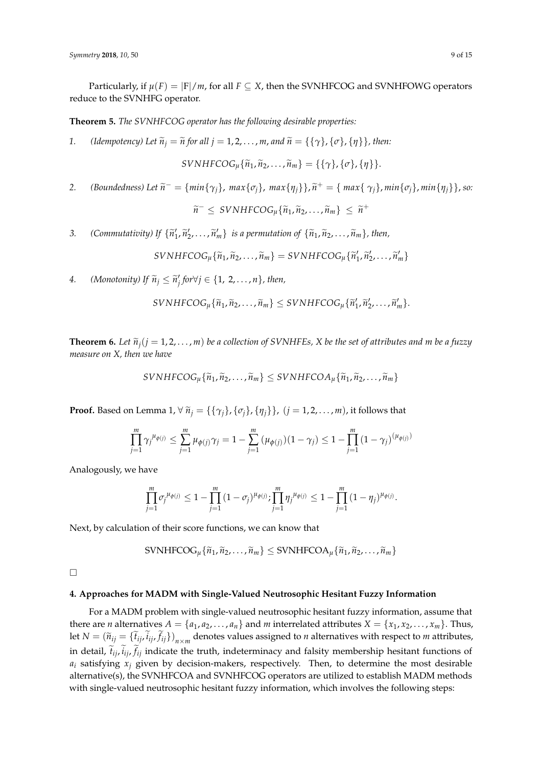Particularly, if $\mu(F) = |F|/m$, for all $F \subseteq X$, then the SVNHFCOG and SVNHFOWG operators reduce to the SVNHFG operator.

**Theorem 5.** *The SVNHFCOG operator has the following desirable properties:*

1. *(Idempotency) Let $\widetilde{n}_j = \widetilde{n}$ for all $j = 1, 2, \ldots, m$, and $\widetilde{n} = \{\{\gamma\}, \{\sigma\}, \{\eta\}\}$, then:*

$$SVNHFCOG_\mu\{\widetilde{n}_1, \widetilde{n}_2, \ldots, \widetilde{n}_m\} = \{\{\gamma\}, \{\sigma\}, \{\eta\}\}.$$

2. *(Boundedness) Let $\widetilde{n}^- = \{min\{\gamma_j\},\ max\{\sigma_j\},\ max\{\eta_j\}\}, \widetilde{n}^+ = \{\ max\{\ \gamma_j\}, min\{\sigma_j\}, min\{\eta_j\}\}$, so:*

$$\widetilde{n}^- \leq SVNHFCOG_\mu\{\widetilde{n}_1, \widetilde{n}_2, \ldots, \widetilde{n}_m\} \leq \widetilde{n}^+$$

3. *(Commutativity) If $\{\widetilde{n}'_1, \widetilde{n}'_2, \ldots, \widetilde{n}'_m\}$ is a permutation of $\{\widetilde{n}_1, \widetilde{n}_2, \ldots, \widetilde{n}_m\}$, then,*

$$SVNHFCOG_\mu\{\widetilde{n}_1, \widetilde{n}_2, \ldots, \widetilde{n}_m\} = SVNHFCOG_\mu\{\widetilde{n}'_1, \widetilde{n}'_2, \ldots, \widetilde{n}'_m\}$$

4. *(Monotonity) If $\widetilde{n}_j \leq \widetilde{n}'_j$ for $\forall j \in \{1,\ 2, \ldots, n\}$, then,*

$$SVNHFCOG_\mu\{\widetilde{n}_1, \widetilde{n}_2, \ldots, \widetilde{n}_m\} \leq SVNHFCOG_\mu\{\widetilde{n}'_1, \widetilde{n}'_2, \ldots, \widetilde{n}'_m\}.$$

**Theorem 6.** *Let $\widetilde{n}_j (j = 1, 2, \ldots, m)$ be a collection of SVNHFEs, X be the set of attributes and m be a fuzzy measure on X, then we have*

$$SVNHFCOG_\mu\{\widetilde{n}_1, \widetilde{n}_2, \ldots, \widetilde{n}_m\} \leq SVNHFCOA_\mu\{\widetilde{n}_1, \widetilde{n}_2, \ldots, \widetilde{n}_m\}$$

**Proof.** Based on Lemma 1, $\forall\ \widetilde{n}_j = \{\{\gamma_j\}, \{\sigma_j\}, \{\eta_j\}\},\ (j = 1, 2, \ldots, m)$, it follows that

$$\prod_{j=1}^{m} {\gamma_j}^{\mu_{\phi(j)}} \leq \sum_{j=1}^{m} \mu_{\phi(j)} \gamma_j = 1 - \sum_{j=1}^{m} (\mu_{\phi(j)})(1 - \gamma_j) \leq 1 - \prod_{j=1}^{m} (1 - \gamma_j)^{(\mu_{\phi(j)})}$$

Analogously, we have

$$\prod_{j=1}^{m} {\sigma_j}^{\mu_{\phi(j)}} \leq 1 - \prod_{j=1}^{m} (1 - \sigma_j)^{\mu_{\phi(j)}}; \prod_{j=1}^{m} {\eta_j}^{\mu_{\phi(j)}} \leq 1 - \prod_{j=1}^{m} (1 - \eta_j)^{\mu_{\phi(j)}}.$$

Next, by calculation of their score functions, we can know that

$$\text{SVNHFCOG}_\mu\{\widetilde{n}_1, \widetilde{n}_2, \ldots, \widetilde{n}_m\} \leq \text{SVNHFCOA}_\mu\{\widetilde{n}_1, \widetilde{n}_2, \ldots, \widetilde{n}_m\}$$

□

## 4. Approaches for MADM with Single-Valued Neutrosophic Hesitant Fuzzy Information

For a MADM problem with single-valued neutrosophic hesitant fuzzy information, assume that there are $n$ alternatives $A = \{a_1, a_2, \ldots, a_n\}$ and $m$ interrelated attributes $X = \{x_1, x_2, \ldots, x_m\}$. Thus, let $N = (\widetilde{n}_{ij} = \{\widetilde{t}_{ij}, \widetilde{i}_{ij}, \widetilde{f}_{ij}\})_{n \times m}$ denotes values assigned to $n$ alternatives with respect to $m$ attributes, in detail, $\widetilde{t}_{ij}, \widetilde{i}_{ij}, \widetilde{f}_{ij}$ indicate the truth, indeterminacy and falsity membership hesitant functions of $a_i$ satisfying $x_j$ given by decision-makers, respectively. Then, to determine the most desirable alternative(s), the SVNHFCOA and SVNHFCOG operators are utilized to establish MADM methods with single-valued neutrosophic hesitant fuzzy information, which involves the following steps: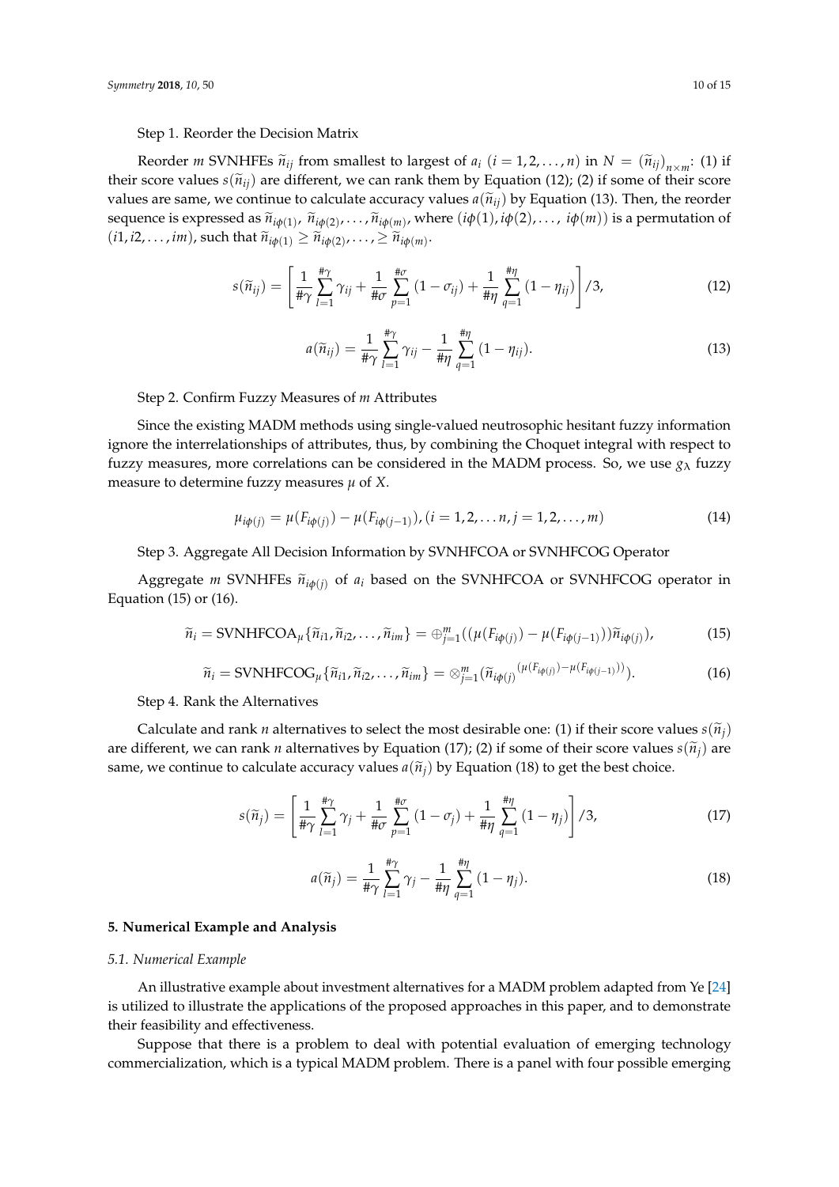Step 1. Reorder the Decision Matrix

Reorder $m$ SVNHFEs $\widetilde{n}_{ij}$ from smallest to largest of $a_i$ $(i = 1, 2, \ldots, n)$ in $N = (\widetilde{n}_{ij})_{n \times m}$: (1) if their score values $s(\widetilde{n}_{ij})$ are different, we can rank them by Equation (12); (2) if some of their score values are same, we continue to calculate accuracy values $a(\widetilde{n}_{ij})$ by Equation (13). Then, the reorder sequence is expressed as $\widetilde{n}_{i\phi(1)}, \widetilde{n}_{i\phi(2)}, \ldots, \widetilde{n}_{i\phi(m)}$, where $(i\phi(1), i\phi(2), \ldots, i\phi(m))$ is a permutation of $(i1, i2, \ldots, im)$, such that $\widetilde{n}_{i\phi(1)} \geq \widetilde{n}_{i\phi(2)}, \ldots, \geq \widetilde{n}_{i\phi(m)}$.

$$s(\widetilde{n}_{ij}) = \left[\frac{1}{\#\gamma}\sum_{l=1}^{\#\gamma}\gamma_{ij} + \frac{1}{\#\sigma}\sum_{p=1}^{\#\sigma}(1-\sigma_{ij}) + \frac{1}{\#\eta}\sum_{q=1}^{\#\eta}(1-\eta_{ij})\right]/3, \tag{12}$$

$$a(\widetilde{n}_{ij}) = \frac{1}{\#\gamma}\sum_{l=1}^{\#\gamma}\gamma_{ij} - \frac{1}{\#\eta}\sum_{q=1}^{\#\eta}(1-\eta_{ij}). \tag{13}$$

Step 2. Confirm Fuzzy Measures of $m$ Attributes

Since the existing MADM methods using single-valued neutrosophic hesitant fuzzy information ignore the interrelationships of attributes, thus, by combining the Choquet integral with respect to fuzzy measures, more correlations can be considered in the MADM process. So, we use $g_\lambda$ fuzzy measure to determine fuzzy measures $\mu$ of $X$.

$$\mu_{i\phi(j)} = \mu(F_{i\phi(j)}) - \mu(F_{i\phi(j-1)}), (i = 1, 2, \ldots n, j = 1, 2, \ldots, m) \tag{14}$$

Step 3. Aggregate All Decision Information by SVNHFCOA or SVNHFCOG Operator

Aggregate $m$ SVNHFEs $\widetilde{n}_{i\phi(j)}$ of $a_i$ based on the SVNHFCOA or SVNHFCOG operator in Equation (15) or (16).

$$\widetilde{n}_i = \text{SVNHFCOA}_\mu\{\widetilde{n}_{i1}, \widetilde{n}_{i2}, \ldots, \widetilde{n}_{im}\} = \oplus_{j=1}^{m}((\mu(F_{i\phi(j)}) - \mu(F_{i\phi(j-1)}))\widetilde{n}_{i\phi(j)}), \tag{15}$$

$$\widetilde{n}_i = \text{SVNHFCOG}_\mu\{\widetilde{n}_{i1}, \widetilde{n}_{i2}, \ldots, \widetilde{n}_{im}\} = \otimes_{j=1}^{m}(\widetilde{n}_{i\phi(j)}{}^{(\mu(F_{i\phi(j)}) - \mu(F_{i\phi(j-1)}))}). \tag{16}$$

Step 4. Rank the Alternatives

Calculate and rank $n$ alternatives to select the most desirable one: (1) if their score values $s(\widetilde{n}_j)$ are different, we can rank $n$ alternatives by Equation (17); (2) if some of their score values $s(\widetilde{n}_j)$ are same, we continue to calculate accuracy values $a(\widetilde{n}_j)$ by Equation (18) to get the best choice.

$$s(\widetilde{n}_j) = \left[\frac{1}{\#\gamma}\sum_{l=1}^{\#\gamma}\gamma_j + \frac{1}{\#\sigma}\sum_{p=1}^{\#\sigma}(1-\sigma_j) + \frac{1}{\#\eta}\sum_{q=1}^{\#\eta}(1-\eta_j)\right]/3, \tag{17}$$

$$a(\widetilde{n}_j) = \frac{1}{\#\gamma}\sum_{l=1}^{\#\gamma}\gamma_j - \frac{1}{\#\eta}\sum_{q=1}^{\#\eta}(1-\eta_j). \tag{18}$$

## 5. Numerical Example and Analysis

### 5.1. Numerical Example

An illustrative example about investment alternatives for a MADM problem adapted from Ye [24] is utilized to illustrate the applications of the proposed approaches in this paper, and to demonstrate their feasibility and effectiveness.

Suppose that there is a problem to deal with potential evaluation of emerging technology commercialization, which is a typical MADM problem. There is a panel with four possible emerging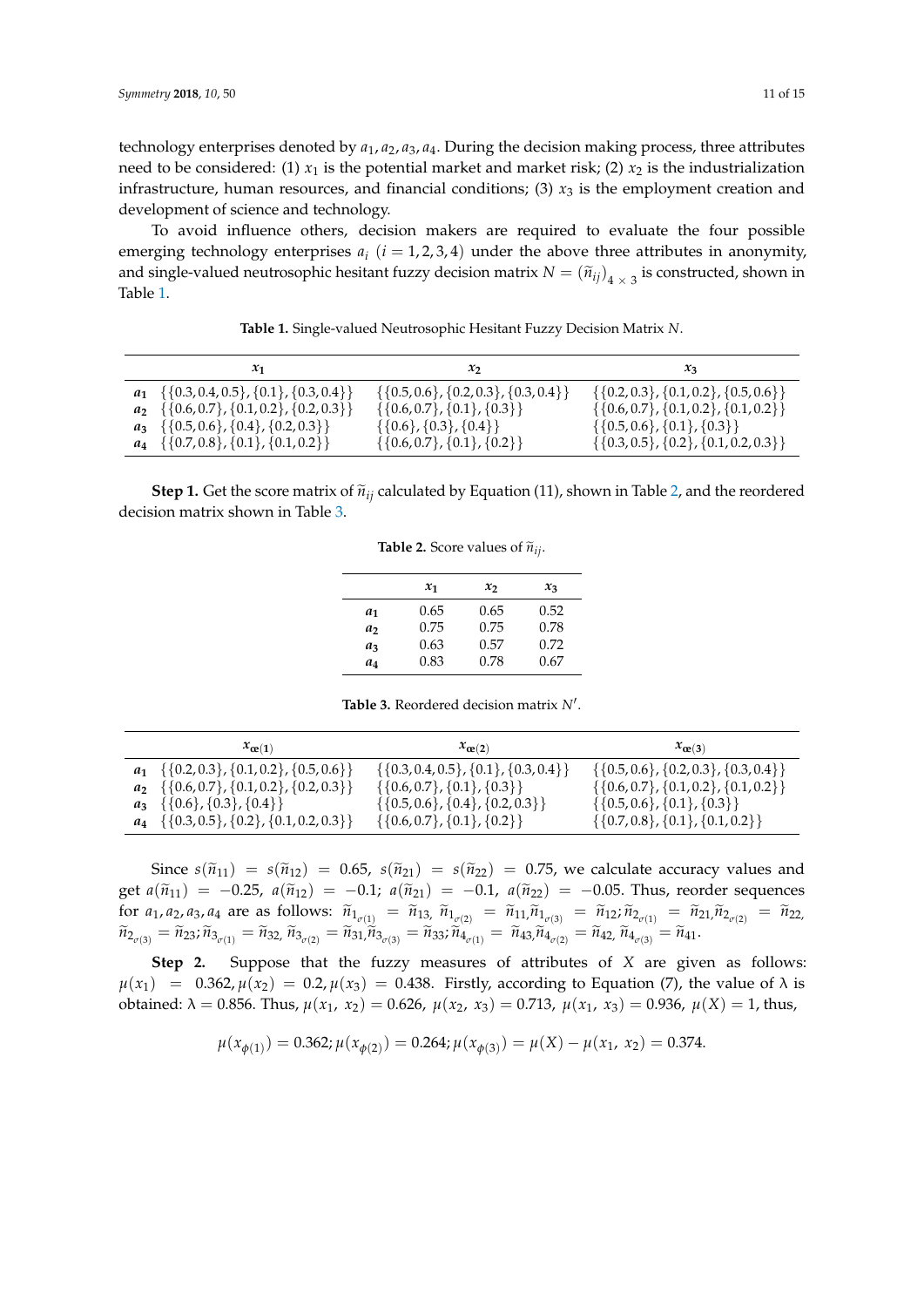technology enterprises denoted by $a_1, a_2, a_3, a_4$. During the decision making process, three attributes need to be considered: (1) $x_1$ is the potential market and market risk; (2) $x_2$ is the industrialization infrastructure, human resources, and financial conditions; (3) $x_3$ is the employment creation and development of science and technology.

To avoid influence others, decision makers are required to evaluate the four possible emerging technology enterprises $a_i$ $(i = 1, 2, 3, 4)$ under the above three attributes in anonymity, and single-valued neutrosophic hesitant fuzzy decision matrix $N = (\widetilde{n}_{ij})_{4 \times 3}$ is constructed, shown in Table 1.

**Table 1.** Single-valued Neutrosophic Hesitant Fuzzy Decision Matrix $N$.

| | $x_1$ | $x_2$ | $x_3$ |
|---|---|---|---|
| $a_1$ | $\{\{0.3, 0.4, 0.5\}, \{0.1\}, \{0.3, 0.4\}\}$ | $\{\{0.5, 0.6\}, \{0.2, 0.3\}, \{0.3, 0.4\}\}$ | $\{\{0.2, 0.3\}, \{0.1, 0.2\}, \{0.5, 0.6\}\}$ |
| $a_2$ | $\{\{0.6, 0.7\}, \{0.1, 0.2\}, \{0.2, 0.3\}\}$ | $\{\{0.6, 0.7\}, \{0.1\}, \{0.3\}\}$ | $\{\{0.6, 0.7\}, \{0.1, 0.2\}, \{0.1, 0.2\}\}$ |
| $a_3$ | $\{\{0.5, 0.6\}, \{0.4\}, \{0.2, 0.3\}\}$ | $\{\{0.6\}, \{0.3\}, \{0.4\}\}$ | $\{\{0.5, 0.6\}, \{0.1\}, \{0.3\}\}$ |
| $a_4$ | $\{\{0.7, 0.8\}, \{0.1\}, \{0.1, 0.2\}\}$ | $\{\{0.6, 0.7\}, \{0.1\}, \{0.2\}\}$ | $\{\{0.3, 0.5\}, \{0.2\}, \{0.1, 0.2, 0.3\}\}$ |

**Step 1.** Get the score matrix of $\widetilde{n}_{ij}$ calculated by Equation (11), shown in Table 2, and the reordered decision matrix shown in Table 3.

**Table 2.** Score values of $\widetilde{n}_{ij}$.

| | $x_1$ | $x_2$ | $x_3$ |
|---|---|---|---|
| $a_1$ | 0.65 | 0.65 | 0.52 |
| $a_2$ | 0.75 | 0.75 | 0.78 |
| $a_3$ | 0.63 | 0.57 | 0.72 |
| $a_4$ | 0.83 | 0.78 | 0.67 |

**Table 3.** Reordered decision matrix $N'$.

| | $x_{\sigma(1)}$ | $x_{\sigma(2)}$ | $x_{\sigma(3)}$ |
|---|---|---|---|
| $a_1$ | $\{\{0.2, 0.3\}, \{0.1, 0.2\}, \{0.5, 0.6\}\}$ | $\{\{0.3, 0.4, 0.5\}, \{0.1\}, \{0.3, 0.4\}\}$ | $\{\{0.5, 0.6\}, \{0.2, 0.3\}, \{0.3, 0.4\}\}$ |
| $a_2$ | $\{\{0.6, 0.7\}, \{0.1, 0.2\}, \{0.2, 0.3\}\}$ | $\{\{0.6, 0.7\}, \{0.1\}, \{0.3\}\}$ | $\{\{0.6, 0.7\}, \{0.1, 0.2\}, \{0.1, 0.2\}\}$ |
| $a_3$ | $\{\{0.6\}, \{0.3\}, \{0.4\}\}$ | $\{\{0.5, 0.6\}, \{0.4\}, \{0.2, 0.3\}\}$ | $\{\{0.5, 0.6\}, \{0.1\}, \{0.3\}\}$ |
| $a_4$ | $\{\{0.3, 0.5\}, \{0.2\}, \{0.1, 0.2, 0.3\}\}$ | $\{\{0.6, 0.7\}, \{0.1\}, \{0.2\}\}$ | $\{\{0.7, 0.8\}, \{0.1\}, \{0.1, 0.2\}\}$ |

Since $s(\widetilde{n}_{11}) = s(\widetilde{n}_{12}) = 0.65$, $s(\widetilde{n}_{21}) = s(\widetilde{n}_{22}) = 0.75$, we calculate accuracy values and get $a(\widetilde{n}_{11}) = -0.25$, $a(\widetilde{n}_{12}) = -0.1$; $a(\widetilde{n}_{21}) = -0.1$, $a(\widetilde{n}_{22}) = -0.05$. Thus, reorder sequences for $a_1, a_2, a_3, a_4$ are as follows: $\widetilde{n}_{1_{\sigma(1)}} = \widetilde{n}_{13}$, $\widetilde{n}_{1_{\sigma(2)}} = \widetilde{n}_{11}$, $\widetilde{n}_{1_{\sigma(3)}} = \widetilde{n}_{12}$; $\widetilde{n}_{2_{\sigma(1)}} = \widetilde{n}_{21}$, $\widetilde{n}_{2_{\sigma(2)}} = \widetilde{n}_{22}$, $\widetilde{n}_{2_{\sigma(3)}} = \widetilde{n}_{23}$; $\widetilde{n}_{3_{\sigma(1)}} = \widetilde{n}_{32}$, $\widetilde{n}_{3_{\sigma(2)}} = \widetilde{n}_{31}$, $\widetilde{n}_{3_{\sigma(3)}} = \widetilde{n}_{33}$; $\widetilde{n}_{4_{\sigma(1)}} = \widetilde{n}_{43}$, $\widetilde{n}_{4_{\sigma(2)}} = \widetilde{n}_{42}$, $\widetilde{n}_{4_{\sigma(3)}} = \widetilde{n}_{41}$.

**Step 2.** Suppose that the fuzzy measures of attributes of $X$ are given as follows: $\mu(x_1) = 0.362, \mu(x_2) = 0.2, \mu(x_3) = 0.438$. Firstly, according to Equation (7), the value of $\lambda$ is obtained: $\lambda = 0.856$. Thus, $\mu(x_1, x_2) = 0.626$, $\mu(x_2, x_3) = 0.713$, $\mu(x_1, x_3) = 0.936$, $\mu(X) = 1$, thus,

$$\mu(x_{\phi(1)}) = 0.362; \mu(x_{\phi(2)}) = 0.264; \mu(x_{\phi(3)}) = \mu(X) - \mu(x_1, x_2) = 0.374.$$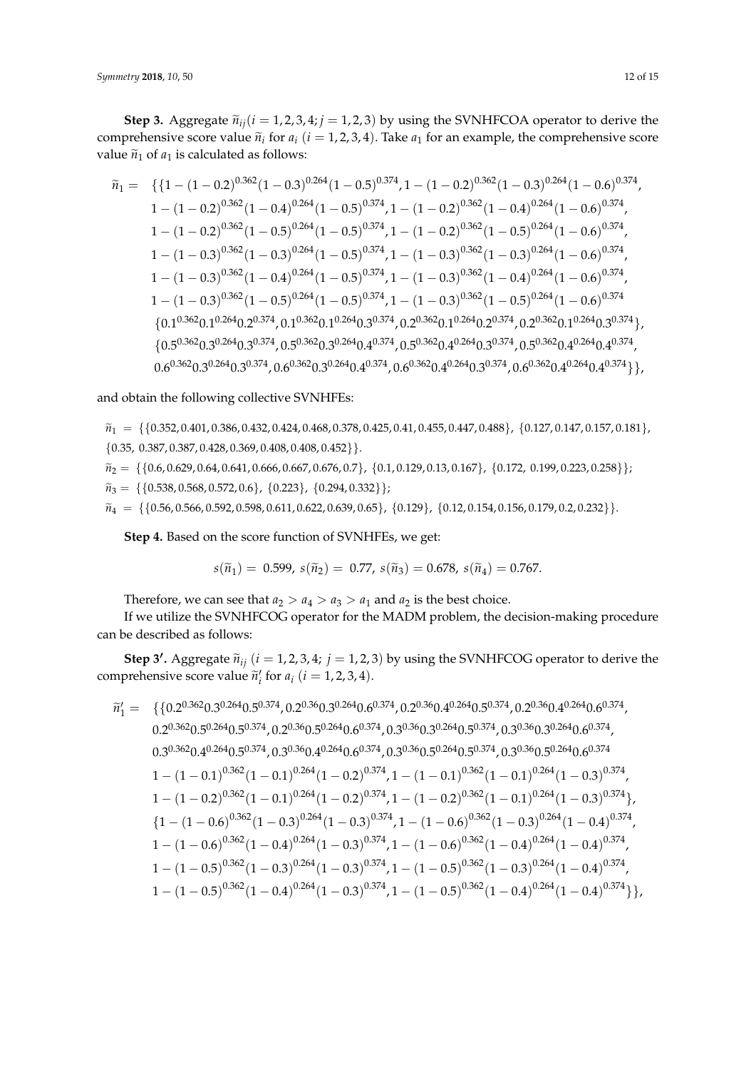**Step 3.** Aggregate $\widetilde{n}_{ij}(i = 1,2,3,4; j = 1,2,3)$ by using the SVNHFCOA operator to derive the comprehensive score value $\widetilde{n}_i$ for $a_i$ $(i = 1,2,3,4)$. Take $a_1$ for an example, the comprehensive score value $\widetilde{n}_1$ of $a_1$ is calculated as follows:

$$
\begin{aligned}
\widetilde{n}_1 = \ & \{\{1-(1-0.2)^{0.362}(1-0.3)^{0.264}(1-0.5)^{0.374}, 1-(1-0.2)^{0.362}(1-0.3)^{0.264}(1-0.6)^{0.374}, \\
& 1-(1-0.2)^{0.362}(1-0.4)^{0.264}(1-0.5)^{0.374}, 1-(1-0.2)^{0.362}(1-0.4)^{0.264}(1-0.6)^{0.374}, \\
& 1-(1-0.2)^{0.362}(1-0.5)^{0.264}(1-0.5)^{0.374}, 1-(1-0.2)^{0.362}(1-0.5)^{0.264}(1-0.6)^{0.374}, \\
& 1-(1-0.3)^{0.362}(1-0.3)^{0.264}(1-0.5)^{0.374}, 1-(1-0.3)^{0.362}(1-0.3)^{0.264}(1-0.6)^{0.374}, \\
& 1-(1-0.3)^{0.362}(1-0.4)^{0.264}(1-0.5)^{0.374}, 1-(1-0.3)^{0.362}(1-0.4)^{0.264}(1-0.6)^{0.374}, \\
& 1-(1-0.3)^{0.362}(1-0.5)^{0.264}(1-0.5)^{0.374}, 1-(1-0.3)^{0.362}(1-0.5)^{0.264}(1-0.6)^{0.374} \\
& \{0.1^{0.362}0.1^{0.264}0.2^{0.374}, 0.1^{0.362}0.1^{0.264}0.3^{0.374}, 0.2^{0.362}0.1^{0.264}0.2^{0.374}, 0.2^{0.362}0.1^{0.264}0.3^{0.374}\}, \\
& \{0.5^{0.362}0.3^{0.264}0.3^{0.374}, 0.5^{0.362}0.3^{0.264}0.4^{0.374}, 0.5^{0.362}0.4^{0.264}0.3^{0.374}, 0.5^{0.362}0.4^{0.264}0.4^{0.374}, \\
& 0.6^{0.362}0.3^{0.264}0.3^{0.374}, 0.6^{0.362}0.3^{0.264}0.4^{0.374}, 0.6^{0.362}0.4^{0.264}0.3^{0.374}, 0.6^{0.362}0.4^{0.264}0.4^{0.374}\}\},
\end{aligned}
$$

and obtain the following collective SVNHFEs:

$\widetilde{n}_1 = \{\{0.352, 0.401, 0.386, 0.432, 0.424, 0.468, 0.378, 0.425, 0.41, 0.455, 0.447, 0.488\}, \{0.127, 0.147, 0.157, 0.181\},$
$\{0.35, 0.387, 0.387, 0.428, 0.369, 0.408, 0.408, 0.452\}\}.$

$\widetilde{n}_2 = \{\{0.6, 0.629, 0.64, 0.641, 0.666, 0.667, 0.676, 0.7\}, \{0.1, 0.129, 0.13, 0.167\}, \{0.172, 0.199, 0.223, 0.258\}\};$

$\widetilde{n}_3 = \{\{0.538, 0.568, 0.572, 0.6\}, \{0.223\}, \{0.294, 0.332\}\};$

$\widetilde{n}_4 = \{\{0.56, 0.566, 0.592, 0.598, 0.611, 0.622, 0.639, 0.65\}, \{0.129\}, \{0.12, 0.154, 0.156, 0.179, 0.2, 0.232\}\}.$

**Step 4.** Based on the score function of SVNHFEs, we get:

$$s(\widetilde{n}_1) = 0.599,\ s(\widetilde{n}_2) = 0.77,\ s(\widetilde{n}_3) = 0.678,\ s(\widetilde{n}_4) = 0.767.$$

Therefore, we can see that $a_2 > a_4 > a_3 > a_1$ and $a_2$ is the best choice.

If we utilize the SVNHFCOG operator for the MADM problem, the decision-making procedure can be described as follows:

**Step 3′.** Aggregate $\widetilde{n}_{ij}$ $(i = 1,2,3,4;\ j = 1,2,3)$ by using the SVNHFCOG operator to derive the comprehensive score value $\widetilde{n}'_i$ for $a_i$ $(i = 1,2,3,4)$.

$$
\begin{aligned}
\widetilde{n}'_1 = \ & \{\{0.2^{0.362}0.3^{0.264}0.5^{0.374}, 0.2^{0.36}0.3^{0.264}0.6^{0.374}, 0.2^{0.36}0.4^{0.264}0.5^{0.374}, 0.2^{0.36}0.4^{0.264}0.6^{0.374}, \\
& 0.2^{0.362}0.5^{0.264}0.5^{0.374}, 0.2^{0.36}0.5^{0.264}0.6^{0.374}, 0.3^{0.36}0.3^{0.264}0.5^{0.374}, 0.3^{0.36}0.3^{0.264}0.6^{0.374}, \\
& 0.3^{0.362}0.4^{0.264}0.5^{0.374}, 0.3^{0.36}0.4^{0.264}0.6^{0.374}, 0.3^{0.36}0.5^{0.264}0.5^{0.374}, 0.3^{0.36}0.5^{0.264}0.6^{0.374} \\
& 1-(1-0.1)^{0.362}(1-0.1)^{0.264}(1-0.2)^{0.374}, 1-(1-0.1)^{0.362}(1-0.1)^{0.264}(1-0.3)^{0.374}, \\
& 1-(1-0.2)^{0.362}(1-0.1)^{0.264}(1-0.2)^{0.374}, 1-(1-0.2)^{0.362}(1-0.1)^{0.264}(1-0.3)^{0.374}\}, \\
& \{1-(1-0.6)^{0.362}(1-0.3)^{0.264}(1-0.3)^{0.374}, 1-(1-0.6)^{0.362}(1-0.3)^{0.264}(1-0.4)^{0.374}, \\
& 1-(1-0.6)^{0.362}(1-0.4)^{0.264}(1-0.3)^{0.374}, 1-(1-0.6)^{0.362}(1-0.4)^{0.264}(1-0.4)^{0.374}, \\
& 1-(1-0.5)^{0.362}(1-0.3)^{0.264}(1-0.3)^{0.374}, 1-(1-0.5)^{0.362}(1-0.3)^{0.264}(1-0.4)^{0.374}, \\
& 1-(1-0.5)^{0.362}(1-0.4)^{0.264}(1-0.3)^{0.374}, 1-(1-0.5)^{0.362}(1-0.4)^{0.264}(1-0.4)^{0.374}\}\},
\end{aligned}
$$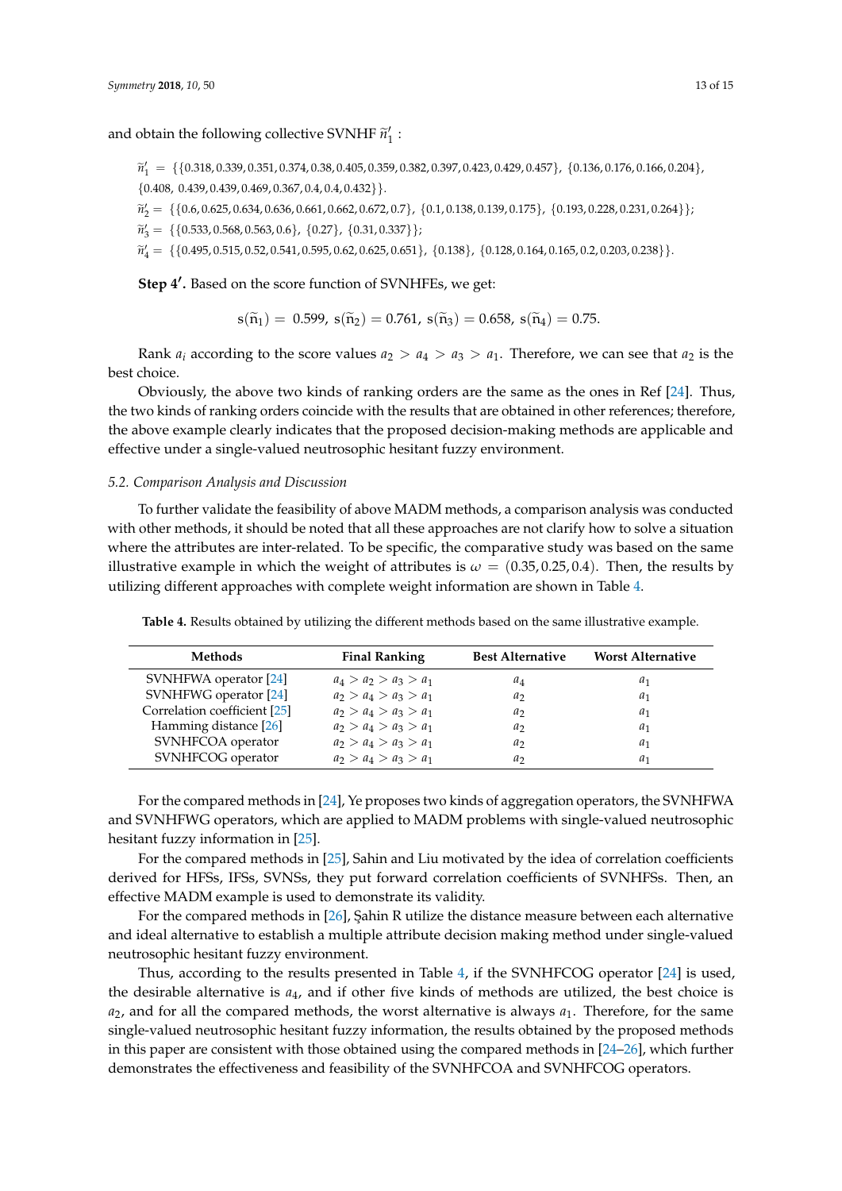and obtain the following collective SVNHF $\tilde{n}_1'$ :

$\tilde{n}_1' = \{\{0.318, 0.339, 0.351, 0.374, 0.38, 0.405, 0.359, 0.382, 0.397, 0.423, 0.429, 0.457\}, \{0.136, 0.176, 0.166, 0.204\}, \{0.408, 0.439, 0.439, 0.469, 0.367, 0.4, 0.4, 0.432\}\}$.

$\tilde{n}_2' = \{\{0.6, 0.625, 0.634, 0.636, 0.661, 0.662, 0.672, 0.7\}, \{0.1, 0.138, 0.139, 0.175\}, \{0.193, 0.228, 0.231, 0.264\}\}$;

$\tilde{n}_3' = \{\{0.533, 0.568, 0.563, 0.6\}, \{0.27\}, \{0.31, 0.337\}\}$;

$\tilde{n}_4' = \{\{0.495, 0.515, 0.52, 0.541, 0.595, 0.62, 0.625, 0.651\}, \{0.138\}, \{0.128, 0.164, 0.165, 0.2, 0.203, 0.238\}\}$.

**Step 4′.** Based on the score function of SVNHFEs, we get:

$$s(\tilde{n}_1) = 0.599,\ s(\tilde{n}_2) = 0.761,\ s(\tilde{n}_3) = 0.658,\ s(\tilde{n}_4) = 0.75.$$

Rank $a_i$ according to the score values $a_2 > a_4 > a_3 > a_1$. Therefore, we can see that $a_2$ is the best choice.

Obviously, the above two kinds of ranking orders are the same as the ones in Ref [24]. Thus, the two kinds of ranking orders coincide with the results that are obtained in other references; therefore, the above example clearly indicates that the proposed decision-making methods are applicable and effective under a single-valued neutrosophic hesitant fuzzy environment.

### 5.2. Comparison Analysis and Discussion

To further validate the feasibility of above MADM methods, a comparison analysis was conducted with other methods, it should be noted that all these approaches are not clarify how to solve a situation where the attributes are inter-related. To be specific, the comparative study was based on the same illustrative example in which the weight of attributes is $\omega = (0.35, 0.25, 0.4)$. Then, the results by utilizing different approaches with complete weight information are shown in Table 4.

**Table 4.** Results obtained by utilizing the different methods based on the same illustrative example.

| Methods | Final Ranking | Best Alternative | Worst Alternative |
|---|---|---|---|
| SVNHFWA operator [24] | $a_4 > a_2 > a_3 > a_1$ | $a_4$ | $a_1$ |
| SVNHFWG operator [24] | $a_2 > a_4 > a_3 > a_1$ | $a_2$ | $a_1$ |
| Correlation coefficient [25] | $a_2 > a_4 > a_3 > a_1$ | $a_2$ | $a_1$ |
| Hamming distance [26] | $a_2 > a_4 > a_3 > a_1$ | $a_2$ | $a_1$ |
| SVNHFCOA operator | $a_2 > a_4 > a_3 > a_1$ | $a_2$ | $a_1$ |
| SVNHFCOG operator | $a_2 > a_4 > a_3 > a_1$ | $a_2$ | $a_1$ |

For the compared methods in [24], Ye proposes two kinds of aggregation operators, the SVNHFWA and SVNHFWG operators, which are applied to MADM problems with single-valued neutrosophic hesitant fuzzy information in [25].

For the compared methods in [25], Sahin and Liu motivated by the idea of correlation coefficients derived for HFSs, IFSs, SVNSs, they put forward correlation coefficients of SVNHFSs. Then, an effective MADM example is used to demonstrate its validity.

For the compared methods in [26], Şahin R utilize the distance measure between each alternative and ideal alternative to establish a multiple attribute decision making method under single-valued neutrosophic hesitant fuzzy environment.

Thus, according to the results presented in Table 4, if the SVNHFCOG operator [24] is used, the desirable alternative is $a_4$, and if other five kinds of methods are utilized, the best choice is $a_2$, and for all the compared methods, the worst alternative is always $a_1$. Therefore, for the same single-valued neutrosophic hesitant fuzzy information, the results obtained by the proposed methods in this paper are consistent with those obtained using the compared methods in [24–26], which further demonstrates the effectiveness and feasibility of the SVNHFCOA and SVNHFCOG operators.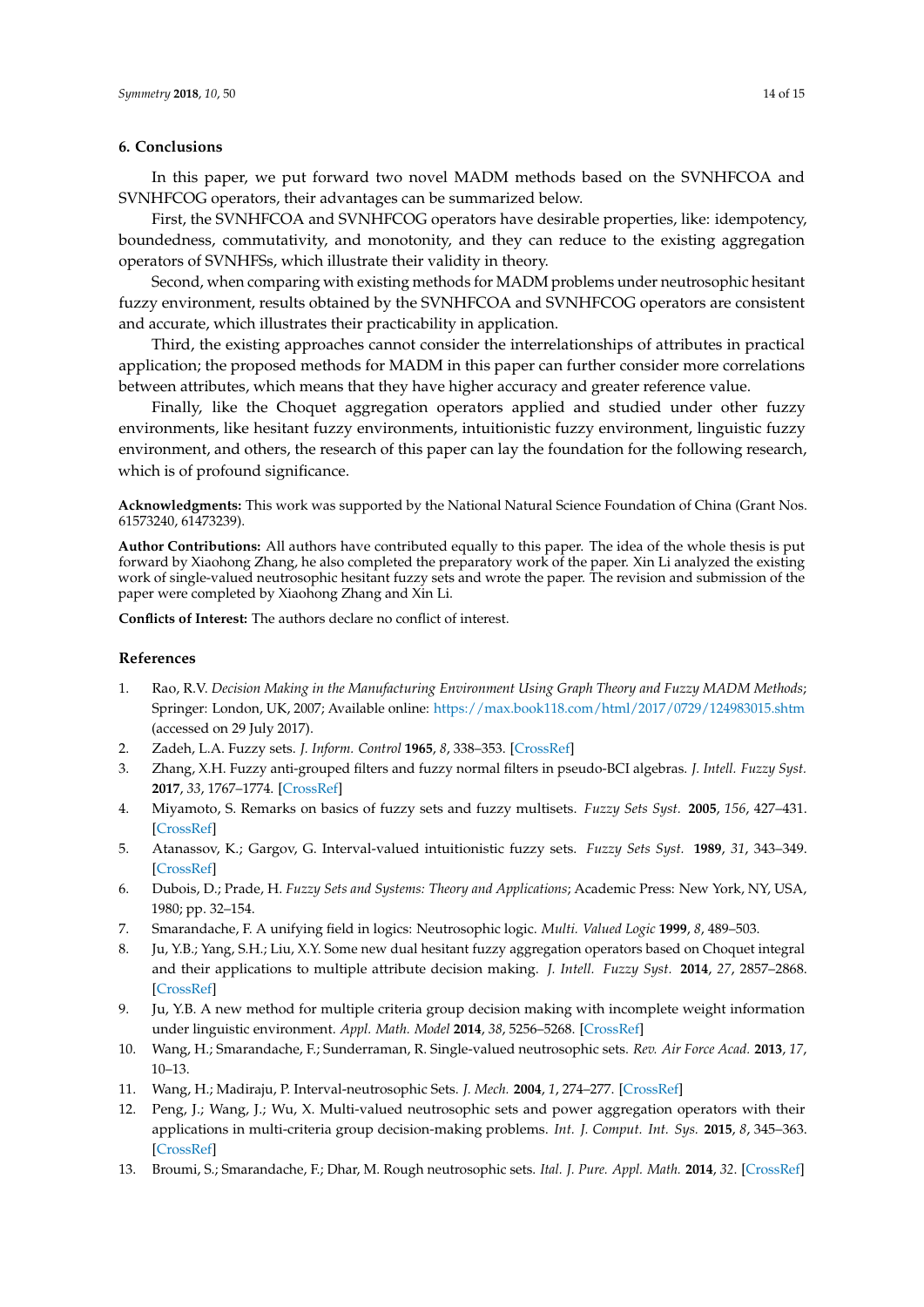## 6. Conclusions

In this paper, we put forward two novel MADM methods based on the SVNHFCOA and SVNHFCOG operators, their advantages can be summarized below.

First, the SVNHFCOA and SVNHFCOG operators have desirable properties, like: idempotency, boundedness, commutativity, and monotonity, and they can reduce to the existing aggregation operators of SVNHFSs, which illustrate their validity in theory.

Second, when comparing with existing methods for MADM problems under neutrosophic hesitant fuzzy environment, results obtained by the SVNHFCOA and SVNHFCOG operators are consistent and accurate, which illustrates their practicability in application.

Third, the existing approaches cannot consider the interrelationships of attributes in practical application; the proposed methods for MADM in this paper can further consider more correlations between attributes, which means that they have higher accuracy and greater reference value.

Finally, like the Choquet aggregation operators applied and studied under other fuzzy environments, like hesitant fuzzy environments, intuitionistic fuzzy environment, linguistic fuzzy environment, and others, the research of this paper can lay the foundation for the following research, which is of profound significance.

**Acknowledgments:** This work was supported by the National Natural Science Foundation of China (Grant Nos. 61573240, 61473239).

**Author Contributions:** All authors have contributed equally to this paper. The idea of the whole thesis is put forward by Xiaohong Zhang, he also completed the preparatory work of the paper. Xin Li analyzed the existing work of single-valued neutrosophic hesitant fuzzy sets and wrote the paper. The revision and submission of the paper were completed by Xiaohong Zhang and Xin Li.

**Conflicts of Interest:** The authors declare no conflict of interest.

## References

1. Rao, R.V. *Decision Making in the Manufacturing Environment Using Graph Theory and Fuzzy MADM Methods*; Springer: London, UK, 2007; Available online: https://max.book118.com/html/2017/0729/124983015.shtm (accessed on 29 July 2017).
2. Zadeh, L.A. Fuzzy sets. *J. Inform. Control* **1965**, *8*, 338–353. [CrossRef]
3. Zhang, X.H. Fuzzy anti-grouped filters and fuzzy normal filters in pseudo-BCI algebras. *J. Intell. Fuzzy Syst.* **2017**, *33*, 1767–1774. [CrossRef]
4. Miyamoto, S. Remarks on basics of fuzzy sets and fuzzy multisets. *Fuzzy Sets Syst.* **2005**, *156*, 427–431. [CrossRef]
5. Atanassov, K.; Gargov, G. Interval-valued intuitionistic fuzzy sets. *Fuzzy Sets Syst.* **1989**, *31*, 343–349. [CrossRef]
6. Dubois, D.; Prade, H. *Fuzzy Sets and Systems: Theory and Applications*; Academic Press: New York, NY, USA, 1980; pp. 32–154.
7. Smarandache, F. A unifying field in logics: Neutrosophic logic. *Multi. Valued Logic* **1999**, *8*, 489–503.
8. Ju, Y.B.; Yang, S.H.; Liu, X.Y. Some new dual hesitant fuzzy aggregation operators based on Choquet integral and their applications to multiple attribute decision making. *J. Intell. Fuzzy Syst.* **2014**, *27*, 2857–2868. [CrossRef]
9. Ju, Y.B. A new method for multiple criteria group decision making with incomplete weight information under linguistic environment. *Appl. Math. Model* **2014**, *38*, 5256–5268. [CrossRef]
10. Wang, H.; Smarandache, F.; Sunderraman, R. Single-valued neutrosophic sets. *Rev. Air Force Acad.* **2013**, *17*, 10–13.
11. Wang, H.; Madiraju, P. Interval-neutrosophic Sets. *J. Mech.* **2004**, *1*, 274–277. [CrossRef]
12. Peng, J.; Wang, J.; Wu, X. Multi-valued neutrosophic sets and power aggregation operators with their applications in multi-criteria group decision-making problems. *Int. J. Comput. Int. Sys.* **2015**, *8*, 345–363. [CrossRef]
13. Broumi, S.; Smarandache, F.; Dhar, M. Rough neutrosophic sets. *Ital. J. Pure. Appl. Math.* **2014**, *32*. [CrossRef]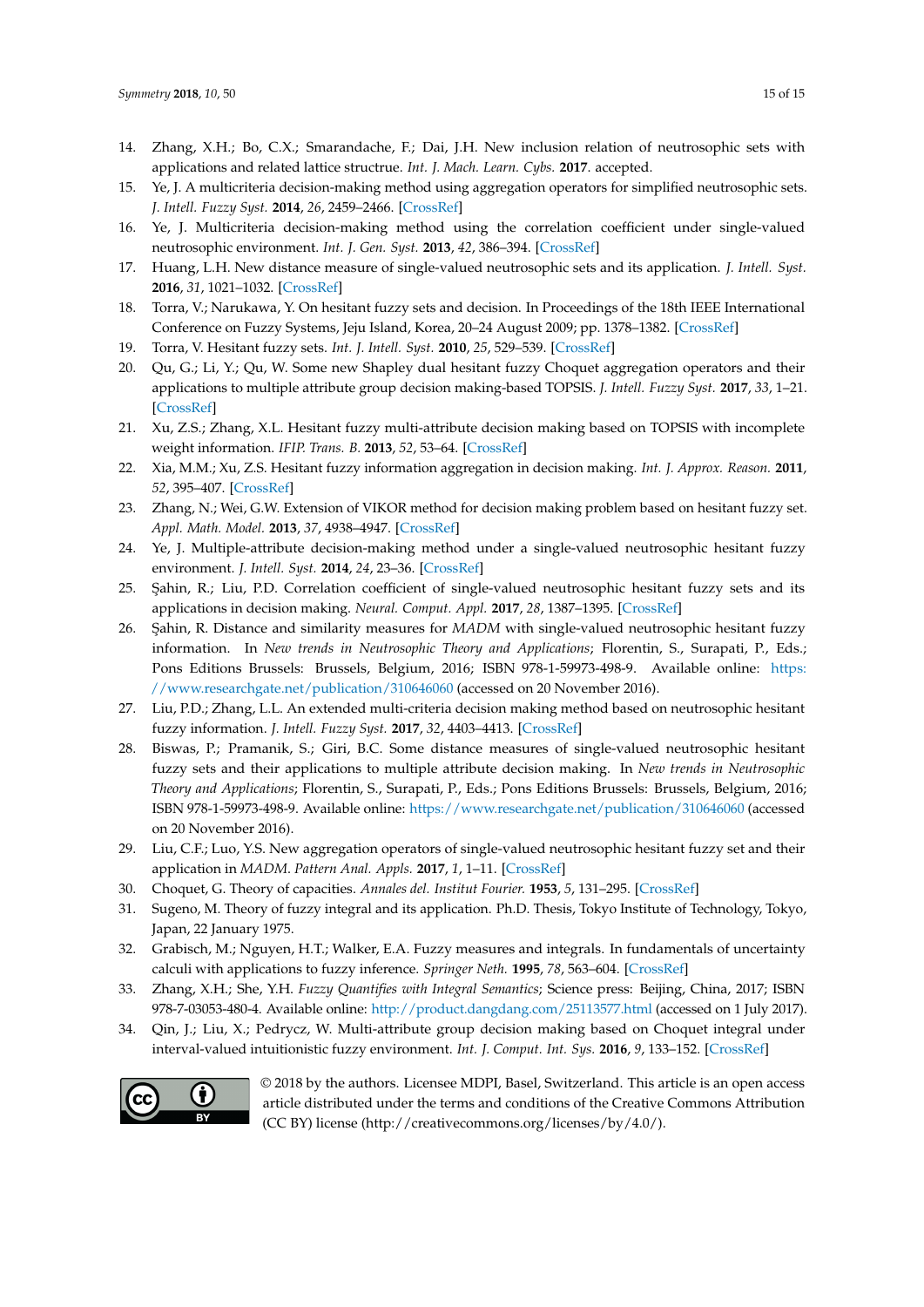14. Zhang, X.H.; Bo, C.X.; Smarandache, F.; Dai, J.H. New inclusion relation of neutrosophic sets with applications and related lattice structrue. *Int. J. Mach. Learn. Cybs.* **2017**. accepted.
15. Ye, J. A multicriteria decision-making method using aggregation operators for simplified neutrosophic sets. *J. Intell. Fuzzy Syst.* **2014**, *26*, 2459–2466. [CrossRef]
16. Ye, J. Multicriteria decision-making method using the correlation coefficient under single-valued neutrosophic environment. *Int. J. Gen. Syst.* **2013**, *42*, 386–394. [CrossRef]
17. Huang, L.H. New distance measure of single-valued neutrosophic sets and its application. *J. Intell. Syst.* **2016**, *31*, 1021–1032. [CrossRef]
18. Torra, V.; Narukawa, Y. On hesitant fuzzy sets and decision. In Proceedings of the 18th IEEE International Conference on Fuzzy Systems, Jeju Island, Korea, 20–24 August 2009; pp. 1378–1382. [CrossRef]
19. Torra, V. Hesitant fuzzy sets. *Int. J. Intell. Syst.* **2010**, *25*, 529–539. [CrossRef]
20. Qu, G.; Li, Y.; Qu, W. Some new Shapley dual hesitant fuzzy Choquet aggregation operators and their applications to multiple attribute group decision making-based TOPSIS. *J. Intell. Fuzzy Syst.* **2017**, *33*, 1–21. [CrossRef]
21. Xu, Z.S.; Zhang, X.L. Hesitant fuzzy multi-attribute decision making based on TOPSIS with incomplete weight information. *IFIP. Trans. B.* **2013**, *52*, 53–64. [CrossRef]
22. Xia, M.M.; Xu, Z.S. Hesitant fuzzy information aggregation in decision making. *Int. J. Approx. Reason.* **2011**, *52*, 395–407. [CrossRef]
23. Zhang, N.; Wei, G.W. Extension of VIKOR method for decision making problem based on hesitant fuzzy set. *Appl. Math. Model.* **2013**, *37*, 4938–4947. [CrossRef]
24. Ye, J. Multiple-attribute decision-making method under a single-valued neutrosophic hesitant fuzzy environment. *J. Intell. Syst.* **2014**, *24*, 23–36. [CrossRef]
25. Şahin, R.; Liu, P.D. Correlation coefficient of single-valued neutrosophic hesitant fuzzy sets and its applications in decision making. *Neural. Comput. Appl.* **2017**, *28*, 1387–1395. [CrossRef]
26. Şahin, R. Distance and similarity measures for *MADM* with single-valued neutrosophic hesitant fuzzy information. In *New trends in Neutrosophic Theory and Applications*; Florentin, S., Surapati, P., Eds.; Pons Editions Brussels: Brussels, Belgium, 2016; ISBN 978-1-59973-498-9. Available online: https://www.researchgate.net/publication/310646060 (accessed on 20 November 2016).
27. Liu, P.D.; Zhang, L.L. An extended multi-criteria decision making method based on neutrosophic hesitant fuzzy information. *J. Intell. Fuzzy Syst.* **2017**, *32*, 4403–4413. [CrossRef]
28. Biswas, P.; Pramanik, S.; Giri, B.C. Some distance measures of single-valued neutrosophic hesitant fuzzy sets and their applications to multiple attribute decision making. In *New trends in Neutrosophic Theory and Applications*; Florentin, S., Surapati, P., Eds.; Pons Editions Brussels: Brussels, Belgium, 2016; ISBN 978-1-59973-498-9. Available online: https://www.researchgate.net/publication/310646060 (accessed on 20 November 2016).
29. Liu, C.F.; Luo, Y.S. New aggregation operators of single-valued neutrosophic hesitant fuzzy set and their application in *MADM*. *Pattern Anal. Appls.* **2017**, *1*, 1–11. [CrossRef]
30. Choquet, G. Theory of capacities. *Annales del. Institut Fourier.* **1953**, *5*, 131–295. [CrossRef]
31. Sugeno, M. Theory of fuzzy integral and its application. Ph.D. Thesis, Tokyo Institute of Technology, Tokyo, Japan, 22 January 1975.
32. Grabisch, M.; Nguyen, H.T.; Walker, E.A. Fuzzy measures and integrals. In fundamentals of uncertainty calculi with applications to fuzzy inference. *Springer Neth.* **1995**, *78*, 563–604. [CrossRef]
33. Zhang, X.H.; She, Y.H. *Fuzzy Quantifies with Integral Semantics*; Science press: Beijing, China, 2017; ISBN 978-7-03053-480-4. Available online: http://product.dangdang.com/25113577.html (accessed on 1 July 2017).
34. Qin, J.; Liu, X.; Pedrycz, W. Multi-attribute group decision making based on Choquet integral under interval-valued intuitionistic fuzzy environment. *Int. J. Comput. Int. Sys.* **2016**, *9*, 133–152. [CrossRef]

© 2018 by the authors. Licensee MDPI, Basel, Switzerland. This article is an open access article distributed under the terms and conditions of the Creative Commons Attribution (CC BY) license (http://creativecommons.org/licenses/by/4.0/).